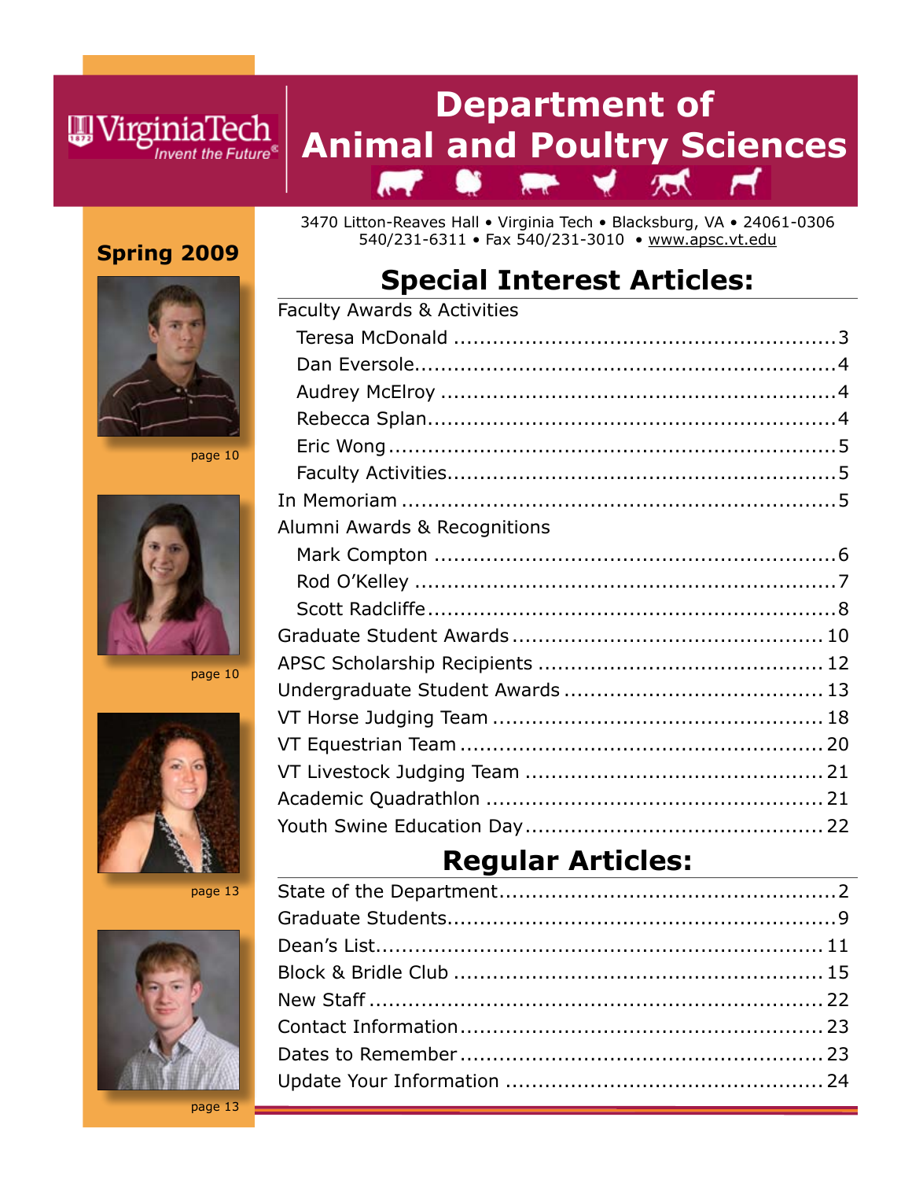Virginia Tech
Invent the Future®

# Department of Animal and Poultry Sciences

3470 Litton-Reaves Hall • Virginia Tech • Blacksburg, VA • 24061-0306
540/231-6311 • Fax 540/231-3010 • www.apsc.vt.edu

**Spring 2009**

page 10

page 10

page 13

page 13

## Special Interest Articles:

Faculty Awards & Activities

- Teresa McDonald ........................................................3
- Dan Eversole..............................................................4
- Audrey McElroy .........................................................4
- Rebecca Splan............................................................4
- Eric Wong ..................................................................5
- Faculty Activities.........................................................5

In Memoriam ................................................................5

Alumni Awards & Recognitions

- Mark Compton ...........................................................6
- Rod O'Kelley ..............................................................7
- Scott Radcliffe............................................................8

Graduate Student Awards ..............................................10

APSC Scholarship Recipients ..........................................12

Undergraduate Student Awards ......................................13

VT Horse Judging Team .................................................18

VT Equestrian Team .......................................................20

VT Livestock Judging Team ............................................21

Academic Quadrathlon ...................................................21

Youth Swine Education Day............................................22

## Regular Articles:

State of the Department..................................................2

Graduate Students.........................................................9

Dean's List....................................................................11

Block & Bridle Club .......................................................15

New Staff .....................................................................22

Contact Information.......................................................23

Dates to Remember.......................................................23

Update Your Information ................................................24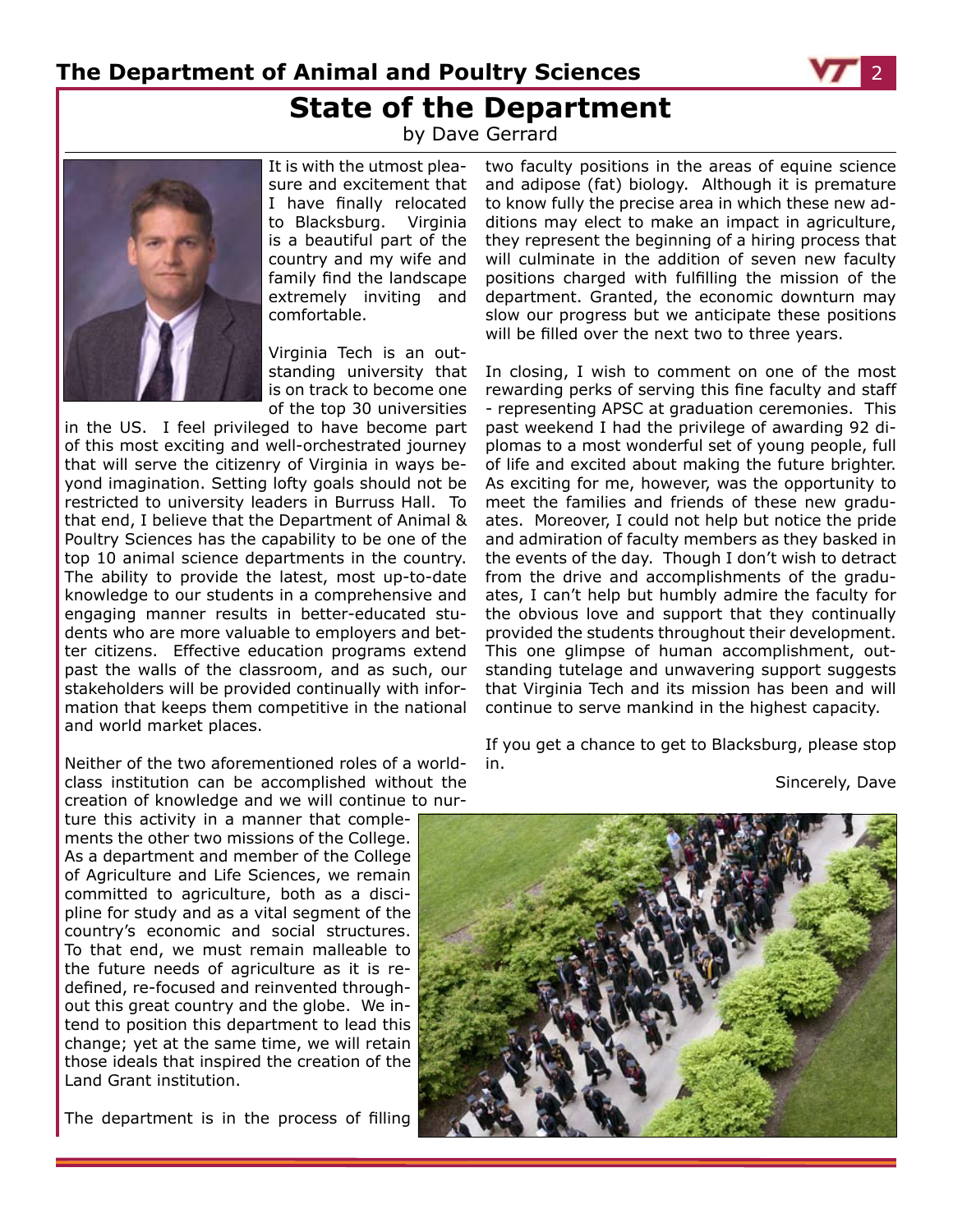## State of the Department

by Dave Gerrard

It is with the utmost pleasure and excitement that I have finally relocated to Blacksburg. Virginia is a beautiful part of the country and my wife and family find the landscape extremely inviting and comfortable.

Virginia Tech is an outstanding university that is on track to become one of the top 30 universities in the US. I feel privileged to have become part of this most exciting and well-orchestrated journey that will serve the citizenry of Virginia in ways beyond imagination. Setting lofty goals should not be restricted to university leaders in Burruss Hall. To that end, I believe that the Department of Animal & Poultry Sciences has the capability to be one of the top 10 animal science departments in the country. The ability to provide the latest, most up-to-date knowledge to our students in a comprehensive and engaging manner results in better-educated students who are more valuable to employers and better citizens. Effective education programs extend past the walls of the classroom, and as such, our stakeholders will be provided continually with information that keeps them competitive in the national and world market places.

Neither of the two aforementioned roles of a world-class institution can be accomplished without the creation of knowledge and we will continue to nurture this activity in a manner that complements the other two missions of the College. As a department and member of the College of Agriculture and Life Sciences, we remain committed to agriculture, both as a discipline for study and as a vital segment of the country's economic and social structures. To that end, we must remain malleable to the future needs of agriculture as it is redefined, re-focused and reinvented throughout this great country and the globe. We intend to position this department to lead this change; yet at the same time, we will retain those ideals that inspired the creation of the Land Grant institution.

The department is in the process of filling two faculty positions in the areas of equine science and adipose (fat) biology. Although it is premature to know fully the precise area in which these new additions may elect to make an impact in agriculture, they represent the beginning of a hiring process that will culminate in the addition of seven new faculty positions charged with fulfilling the mission of the department. Granted, the economic downturn may slow our progress but we anticipate these positions will be filled over the next two to three years.

In closing, I wish to comment on one of the most rewarding perks of serving this fine faculty and staff - representing APSC at graduation ceremonies. This past weekend I had the privilege of awarding 92 diplomas to a most wonderful set of young people, full of life and excited about making the future brighter. As exciting for me, however, was the opportunity to meet the families and friends of these new graduates. Moreover, I could not help but notice the pride and admiration of faculty members as they basked in the events of the day. Though I don't wish to detract from the drive and accomplishments of the graduates, I can't help but humbly admire the faculty for the obvious love and support that they continually provided the students throughout their development. This one glimpse of human accomplishment, outstanding tutelage and unwavering support suggests that Virginia Tech and its mission has been and will continue to serve mankind in the highest capacity.

If you get a chance to get to Blacksburg, please stop in.

Sincerely, Dave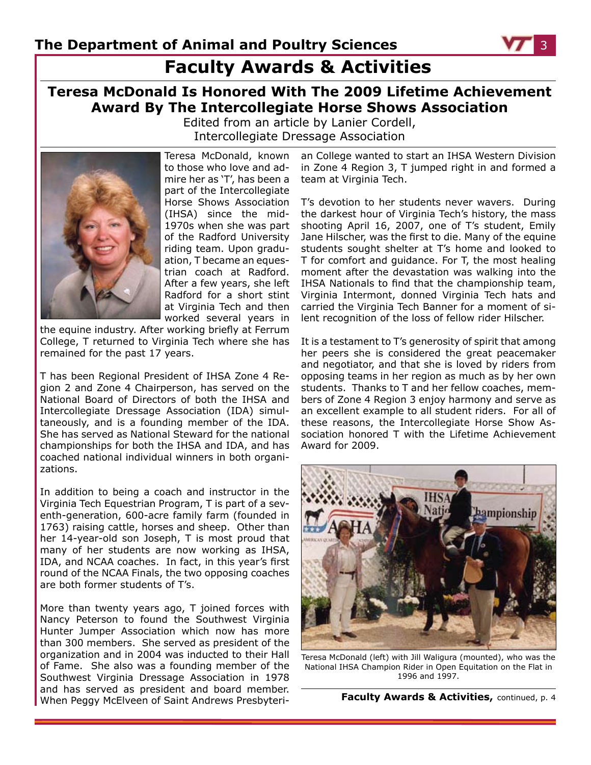# Faculty Awards & Activities

## Teresa McDonald Is Honored With The 2009 Lifetime Achievement Award By The Intercollegiate Horse Shows Association

Edited from an article by Lanier Cordell, Intercollegiate Dressage Association

Teresa McDonald, known to those who love and admire her as 'T', has been a part of the Intercollegiate Horse Shows Association (IHSA) since the mid-1970s when she was part of the Radford University riding team. Upon graduation, T became an equestrian coach at Radford. After a few years, she left Radford for a short stint at Virginia Tech and then worked several years in the equine industry. After working briefly at Ferrum College, T returned to Virginia Tech where she has remained for the past 17 years.

T has been Regional President of IHSA Zone 4 Region 2 and Zone 4 Chairperson, has served on the National Board of Directors of both the IHSA and Intercollegiate Dressage Association (IDA) simultaneously, and is a founding member of the IDA. She has served as National Steward for the national championships for both the IHSA and IDA, and has coached national individual winners in both organizations.

In addition to being a coach and instructor in the Virginia Tech Equestrian Program, T is part of a seventh-generation, 600-acre family farm (founded in 1763) raising cattle, horses and sheep. Other than her 14-year-old son Joseph, T is most proud that many of her students are now working as IHSA, IDA, and NCAA coaches. In fact, in this year's first round of the NCAA Finals, the two opposing coaches are both former students of T's.

More than twenty years ago, T joined forces with Nancy Peterson to found the Southwest Virginia Hunter Jumper Association which now has more than 300 members. She served as president of the organization and in 2004 was inducted to their Hall of Fame. She also was a founding member of the Southwest Virginia Dressage Association in 1978 and has served as president and board member. When Peggy McElveen of Saint Andrews Presbyterian College wanted to start an IHSA Western Division in Zone 4 Region 3, T jumped right in and formed a team at Virginia Tech.

T's devotion to her students never wavers. During the darkest hour of Virginia Tech's history, the mass shooting April 16, 2007, one of T's student, Emily Jane Hilscher, was the first to die. Many of the equine students sought shelter at T's home and looked to T for comfort and guidance. For T, the most healing moment after the devastation was walking into the IHSA Nationals to find that the championship team, Virginia Intermont, donned Virginia Tech hats and carried the Virginia Tech Banner for a moment of silent recognition of the loss of fellow rider Hilscher.

It is a testament to T's generosity of spirit that among her peers she is considered the great peacemaker and negotiator, and that she is loved by riders from opposing teams in her region as much as by her own students. Thanks to T and her fellow coaches, members of Zone 4 Region 3 enjoy harmony and serve as an excellent example to all student riders. For all of these reasons, the Intercollegiate Horse Show Association honored T with the Lifetime Achievement Award for 2009.

Teresa McDonald (left) with Jill Waligura (mounted), who was the National IHSA Champion Rider in Open Equitation on the Flat in 1996 and 1997.

**Faculty Awards & Activities,** continued, p. 4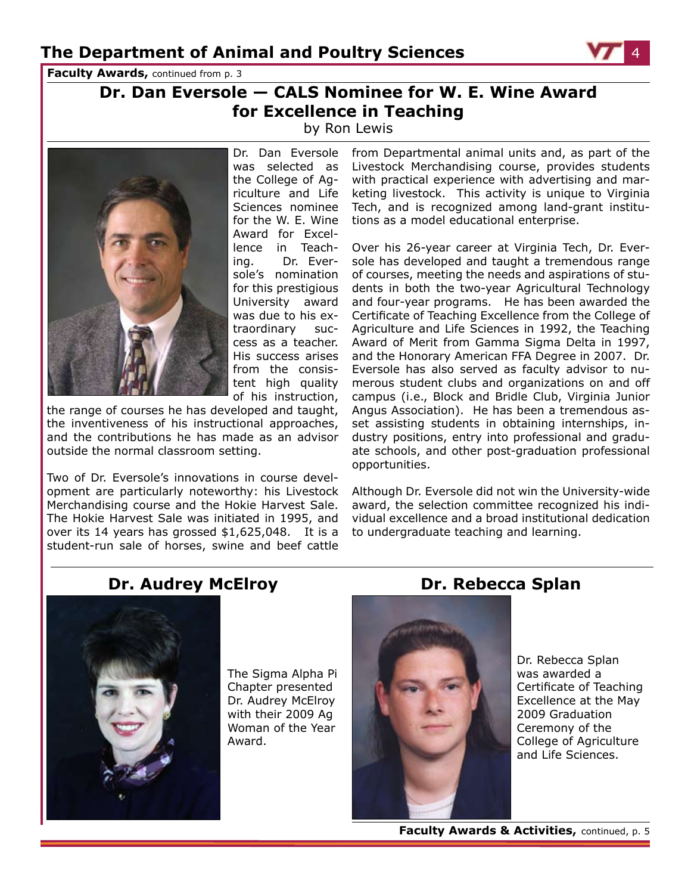**Faculty Awards,** continued from p. 3

## Dr. Dan Eversole — CALS Nominee for W. E. Wine Award for Excellence in Teaching

by Ron Lewis

Dr. Dan Eversole was selected as the College of Agriculture and Life Sciences nominee for the W. E. Wine Award for Excellence in Teaching. Dr. Eversole's nomination for this prestigious University award was due to his extraordinary success as a teacher. His success arises from the consistent high quality of his instruction, the range of courses he has developed and taught, the inventiveness of his instructional approaches, and the contributions he has made as an advisor outside the normal classroom setting.

Two of Dr. Eversole's innovations in course development are particularly noteworthy: his Livestock Merchandising course and the Hokie Harvest Sale. The Hokie Harvest Sale was initiated in 1995, and over its 14 years has grossed $1,625,048. It is a student-run sale of horses, swine and beef cattle from Departmental animal units and, as part of the Livestock Merchandising course, provides students with practical experience with advertising and marketing livestock. This activity is unique to Virginia Tech, and is recognized among land-grant institutions as a model educational enterprise.

Over his 26-year career at Virginia Tech, Dr. Eversole has developed and taught a tremendous range of courses, meeting the needs and aspirations of students in both the two-year Agricultural Technology and four-year programs. He has been awarded the Certificate of Teaching Excellence from the College of Agriculture and Life Sciences in 1992, the Teaching Award of Merit from Gamma Sigma Delta in 1997, and the Honorary American FFA Degree in 2007. Dr. Eversole has also served as faculty advisor to numerous student clubs and organizations on and off campus (i.e., Block and Bridle Club, Virginia Junior Angus Association). He has been a tremendous asset assisting students in obtaining internships, industry positions, entry into professional and graduate schools, and other post-graduation professional opportunities.

Although Dr. Eversole did not win the University-wide award, the selection committee recognized his individual excellence and a broad institutional dedication to undergraduate teaching and learning.

## Dr. Audrey McElroy

The Sigma Alpha Pi Chapter presented Dr. Audrey McElroy with their 2009 Ag Woman of the Year Award.

## Dr. Rebecca Splan

Dr. Rebecca Splan was awarded a Certificate of Teaching Excellence at the May 2009 Graduation Ceremony of the College of Agriculture and Life Sciences.

**Faculty Awards & Activities,** continued, p. 5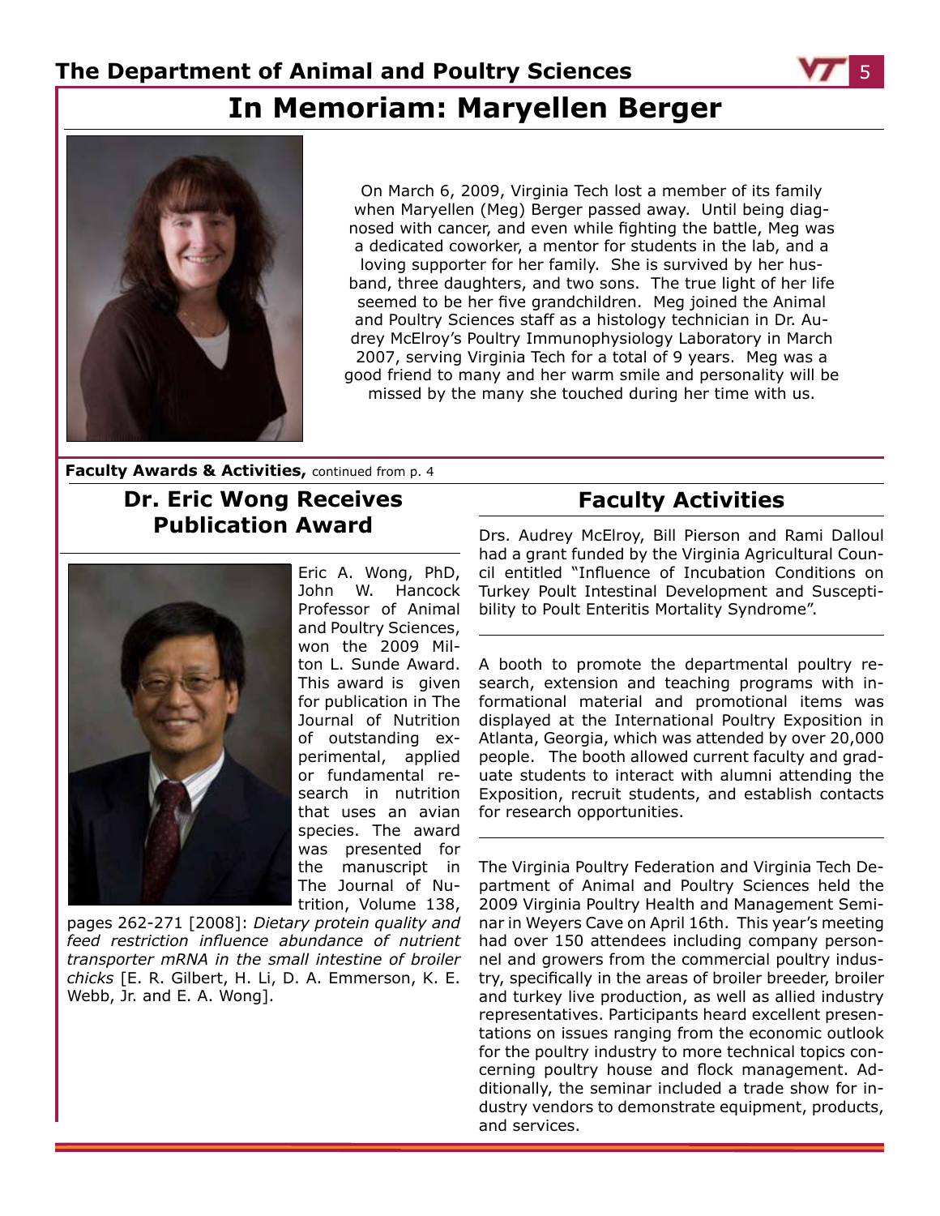# In Memoriam: Maryellen Berger

On March 6, 2009, Virginia Tech lost a member of its family when Maryellen (Meg) Berger passed away. Until being diagnosed with cancer, and even while fighting the battle, Meg was a dedicated coworker, a mentor for students in the lab, and a loving supporter for her family. She is survived by her husband, three daughters, and two sons. The true light of her life seemed to be her five grandchildren. Meg joined the Animal and Poultry Sciences staff as a histology technician in Dr. Audrey McElroy's Poultry Immunophysiology Laboratory in March 2007, serving Virginia Tech for a total of 9 years. Meg was a good friend to many and her warm smile and personality will be missed by the many she touched during her time with us.

**Faculty Awards & Activities,** continued from p. 4

## Dr. Eric Wong Receives Publication Award

Eric A. Wong, PhD, John W. Hancock Professor of Animal and Poultry Sciences, won the 2009 Milton L. Sunde Award. This award is given for publication in The Journal of Nutrition of outstanding experimental, applied or fundamental research in nutrition that uses an avian species. The award was presented for the manuscript in The Journal of Nutrition, Volume 138, pages 262-271 [2008]: *Dietary protein quality and feed restriction influence abundance of nutrient transporter mRNA in the small intestine of broiler chicks* [E. R. Gilbert, H. Li, D. A. Emmerson, K. E. Webb, Jr. and E. A. Wong].

## Faculty Activities

Drs. Audrey McElroy, Bill Pierson and Rami Dalloul had a grant funded by the Virginia Agricultural Council entitled "Influence of Incubation Conditions on Turkey Poult Intestinal Development and Susceptibility to Poult Enteritis Mortality Syndrome".

---

A booth to promote the departmental poultry research, extension and teaching programs with informational material and promotional items was displayed at the International Poultry Exposition in Atlanta, Georgia, which was attended by over 20,000 people. The booth allowed current faculty and graduate students to interact with alumni attending the Exposition, recruit students, and establish contacts for research opportunities.

---

The Virginia Poultry Federation and Virginia Tech Department of Animal and Poultry Sciences held the 2009 Virginia Poultry Health and Management Seminar in Weyers Cave on April 16th. This year's meeting had over 150 attendees including company personnel and growers from the commercial poultry industry, specifically in the areas of broiler breeder, broiler and turkey live production, as well as allied industry representatives. Participants heard excellent presentations on issues ranging from the economic outlook for the poultry industry to more technical topics concerning poultry house and flock management. Additionally, the seminar included a trade show for industry vendors to demonstrate equipment, products, and services.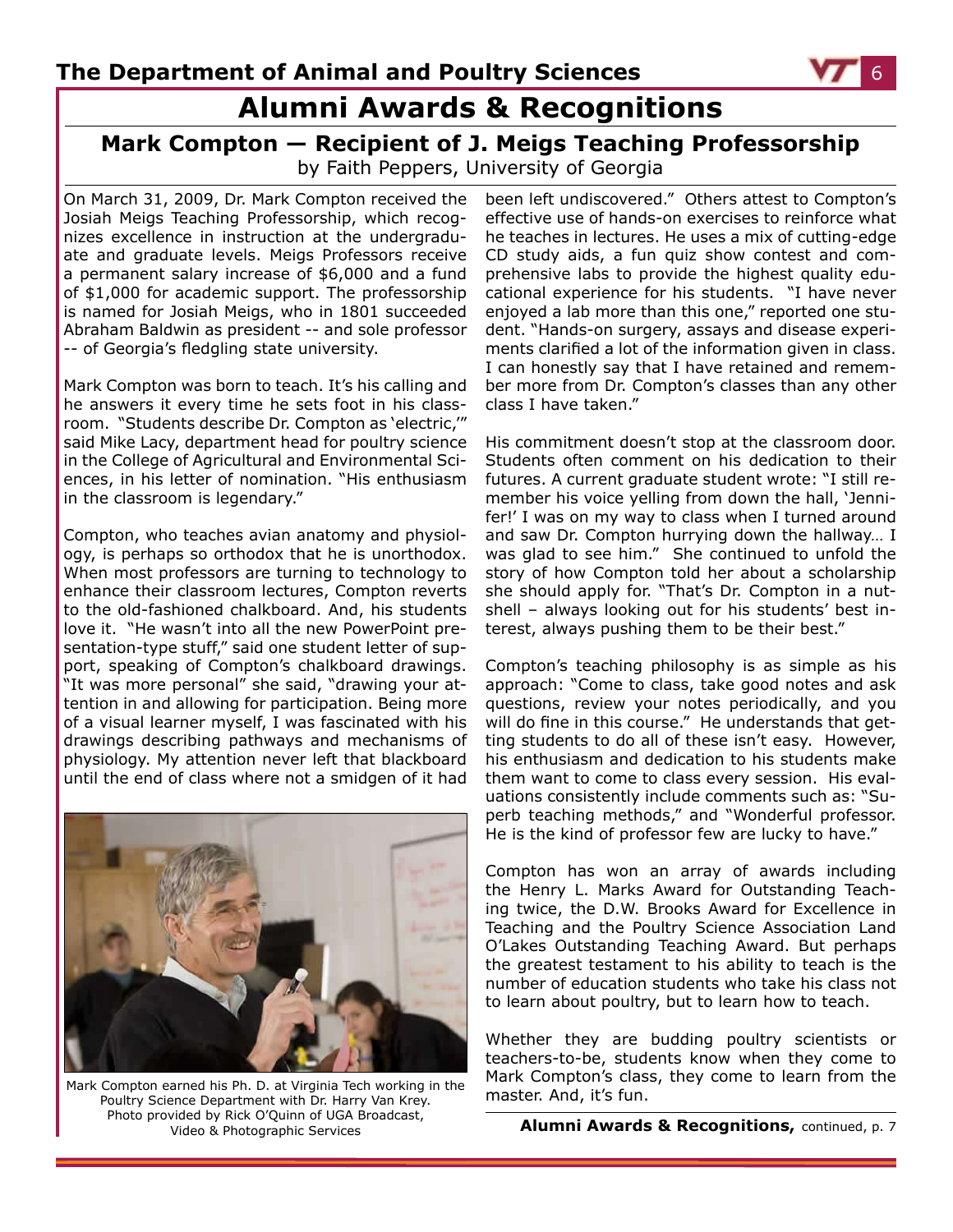# Alumni Awards & Recognitions

## Mark Compton — Recipient of J. Meigs Teaching Professorship

by Faith Peppers, University of Georgia

On March 31, 2009, Dr. Mark Compton received the Josiah Meigs Teaching Professorship, which recognizes excellence in instruction at the undergraduate and graduate levels. Meigs Professors receive a permanent salary increase of $6,000 and a fund of $1,000 for academic support. The professorship is named for Josiah Meigs, who in 1801 succeeded Abraham Baldwin as president -- and sole professor -- of Georgia's fledgling state university.

Mark Compton was born to teach. It's his calling and he answers it every time he sets foot in his classroom. "Students describe Dr. Compton as 'electric,'" said Mike Lacy, department head for poultry science in the College of Agricultural and Environmental Sciences, in his letter of nomination. "His enthusiasm in the classroom is legendary."

Compton, who teaches avian anatomy and physiology, is perhaps so orthodox that he is unorthodox. When most professors are turning to technology to enhance their classroom lectures, Compton reverts to the old-fashioned chalkboard. And, his students love it. "He wasn't into all the new PowerPoint presentation-type stuff," said one student letter of support, speaking of Compton's chalkboard drawings. "It was more personal" she said, "drawing your attention in and allowing for participation. Being more of a visual learner myself, I was fascinated with his drawings describing pathways and mechanisms of physiology. My attention never left that blackboard until the end of class where not a smidgen of it had been left undiscovered." Others attest to Compton's effective use of hands-on exercises to reinforce what he teaches in lectures. He uses a mix of cutting-edge CD study aids, a fun quiz show contest and comprehensive labs to provide the highest quality educational experience for his students. "I have never enjoyed a lab more than this one," reported one student. "Hands-on surgery, assays and disease experiments clarified a lot of the information given in class. I can honestly say that I have retained and remember more from Dr. Compton's classes than any other class I have taken."

Mark Compton earned his Ph. D. at Virginia Tech working in the Poultry Science Department with Dr. Harry Van Krey. Photo provided by Rick O'Quinn of UGA Broadcast, Video & Photographic Services

His commitment doesn't stop at the classroom door. Students often comment on his dedication to their futures. A current graduate student wrote: "I still remember his voice yelling from down the hall, 'Jennifer!' I was on my way to class when I turned around and saw Dr. Compton hurrying down the hallway… I was glad to see him." She continued to unfold the story of how Compton told her about a scholarship she should apply for. "That's Dr. Compton in a nutshell – always looking out for his students' best interest, always pushing them to be their best."

Compton's teaching philosophy is as simple as his approach: "Come to class, take good notes and ask questions, review your notes periodically, and you will do fine in this course." He understands that getting students to do all of these isn't easy. However, his enthusiasm and dedication to his students make them want to come to class every session. His evaluations consistently include comments such as: "Superb teaching methods," and "Wonderful professor. He is the kind of professor few are lucky to have."

Compton has won an array of awards including the Henry L. Marks Award for Outstanding Teaching twice, the D.W. Brooks Award for Excellence in Teaching and the Poultry Science Association Land O'Lakes Outstanding Teaching Award. But perhaps the greatest testament to his ability to teach is the number of education students who take his class not to learn about poultry, but to learn how to teach.

Whether they are budding poultry scientists or teachers-to-be, students know when they come to Mark Compton's class, they come to learn from the master. And, it's fun.

**Alumni Awards & Recognitions,** continued, p. 7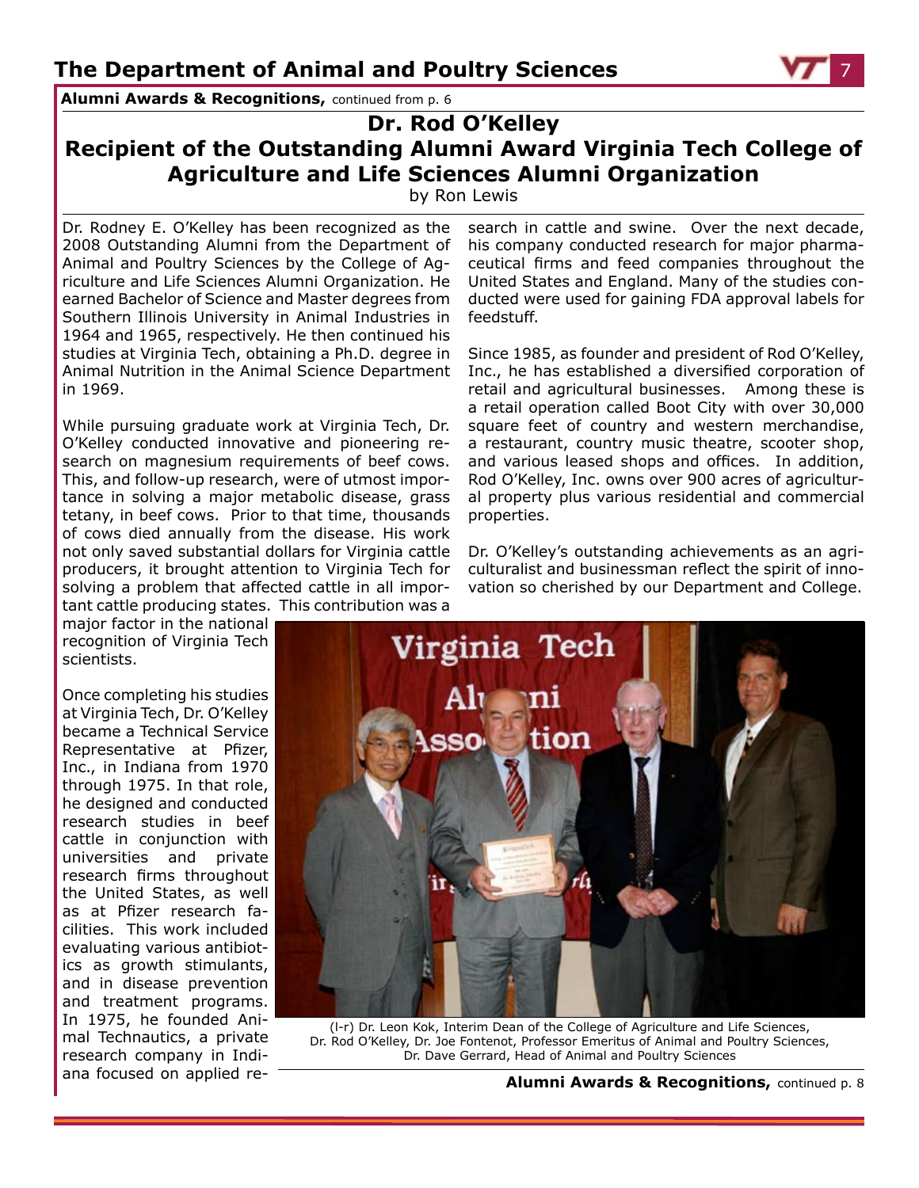**Alumni Awards & Recognitions,** continued from p. 6

## Dr. Rod O'Kelley
## Recipient of the Outstanding Alumni Award Virginia Tech College of Agriculture and Life Sciences Alumni Organization

by Ron Lewis

Dr. Rodney E. O'Kelley has been recognized as the 2008 Outstanding Alumni from the Department of Animal and Poultry Sciences by the College of Agriculture and Life Sciences Alumni Organization. He earned Bachelor of Science and Master degrees from Southern Illinois University in Animal Industries in 1964 and 1965, respectively. He then continued his studies at Virginia Tech, obtaining a Ph.D. degree in Animal Nutrition in the Animal Science Department in 1969.

While pursuing graduate work at Virginia Tech, Dr. O'Kelley conducted innovative and pioneering research on magnesium requirements of beef cows. This, and follow-up research, were of utmost importance in solving a major metabolic disease, grass tetany, in beef cows. Prior to that time, thousands of cows died annually from the disease. His work not only saved substantial dollars for Virginia cattle producers, it brought attention to Virginia Tech for solving a problem that affected cattle in all important cattle producing states. This contribution was a major factor in the national recognition of Virginia Tech scientists.

Once completing his studies at Virginia Tech, Dr. O'Kelley became a Technical Service Representative at Pfizer, Inc., in Indiana from 1970 through 1975. In that role, he designed and conducted research studies in beef cattle in conjunction with universities and private research firms throughout the United States, as well as at Pfizer research facilities. This work included evaluating various antibiotics as growth stimulants, and in disease prevention and treatment programs. In 1975, he founded Animal Technautics, a private research company in Indiana focused on applied research in cattle and swine. Over the next decade, his company conducted research for major pharmaceutical firms and feed companies throughout the United States and England. Many of the studies conducted were used for gaining FDA approval labels for feedstuff.

Since 1985, as founder and president of Rod O'Kelley, Inc., he has established a diversified corporation of retail and agricultural businesses. Among these is a retail operation called Boot City with over 30,000 square feet of country and western merchandise, a restaurant, country music theatre, scooter shop, and various leased shops and offices. In addition, Rod O'Kelley, Inc. owns over 900 acres of agricultural property plus various residential and commercial properties.

Dr. O'Kelley's outstanding achievements as an agriculturalist and businessman reflect the spirit of innovation so cherished by our Department and College.

(l-r) Dr. Leon Kok, Interim Dean of the College of Agriculture and Life Sciences, Dr. Rod O'Kelley, Dr. Joe Fontenot, Professor Emeritus of Animal and Poultry Sciences, Dr. Dave Gerrard, Head of Animal and Poultry Sciences

**Alumni Awards & Recognitions,** continued p. 8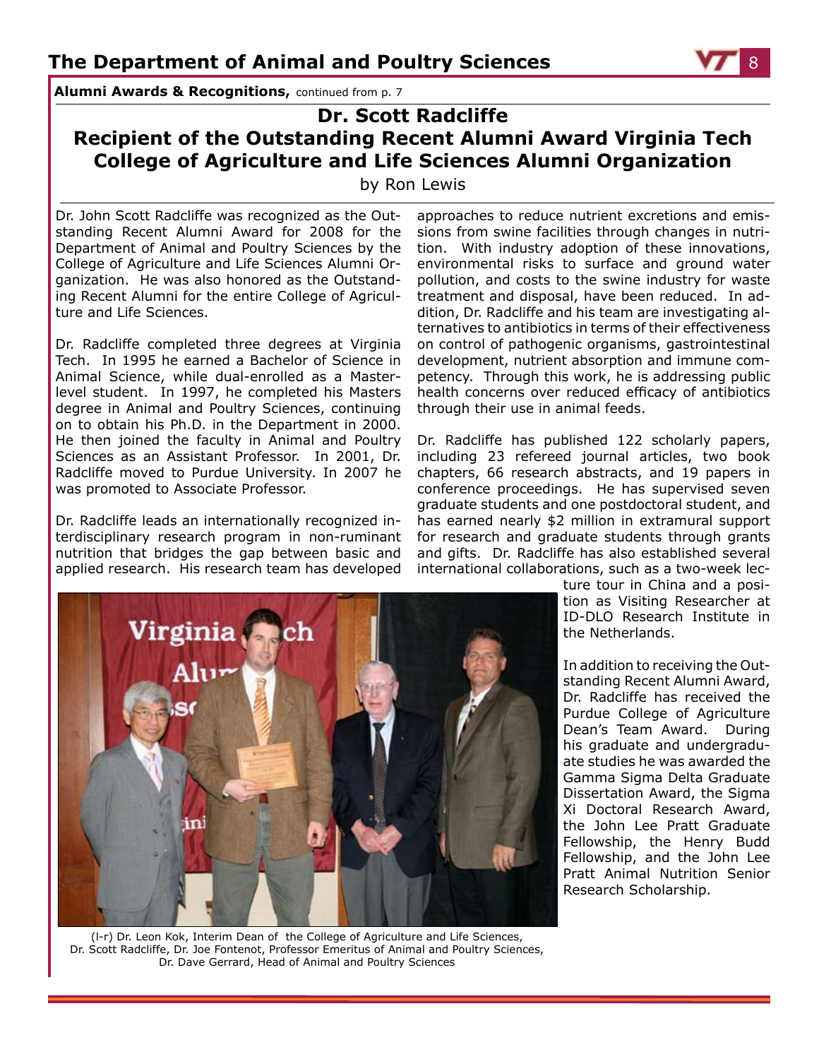**Alumni Awards & Recognitions,** continued from p. 7

## Dr. Scott Radcliffe
## Recipient of the Outstanding Recent Alumni Award Virginia Tech College of Agriculture and Life Sciences Alumni Organization

by Ron Lewis

Dr. John Scott Radcliffe was recognized as the Outstanding Recent Alumni Award for 2008 for the Department of Animal and Poultry Sciences by the College of Agriculture and Life Sciences Alumni Organization. He was also honored as the Outstanding Recent Alumni for the entire College of Agriculture and Life Sciences.

Dr. Radcliffe completed three degrees at Virginia Tech. In 1995 he earned a Bachelor of Science in Animal Science, while dual-enrolled as a Master-level student. In 1997, he completed his Masters degree in Animal and Poultry Sciences, continuing on to obtain his Ph.D. in the Department in 2000. He then joined the faculty in Animal and Poultry Sciences as an Assistant Professor. In 2001, Dr. Radcliffe moved to Purdue University. In 2007 he was promoted to Associate Professor.

Dr. Radcliffe leads an internationally recognized interdisciplinary research program in non-ruminant nutrition that bridges the gap between basic and applied research. His research team has developed approaches to reduce nutrient excretions and emissions from swine facilities through changes in nutrition. With industry adoption of these innovations, environmental risks to surface and ground water pollution, and costs to the swine industry for waste treatment and disposal, have been reduced. In addition, Dr. Radcliffe and his team are investigating alternatives to antibiotics in terms of their effectiveness on control of pathogenic organisms, gastrointestinal development, nutrient absorption and immune competency. Through this work, he is addressing public health concerns over reduced efficacy of antibiotics through their use in animal feeds.

Dr. Radcliffe has published 122 scholarly papers, including 23 refereed journal articles, two book chapters, 66 research abstracts, and 19 papers in conference proceedings. He has supervised seven graduate students and one postdoctoral student, and has earned nearly $2 million in extramural support for research and graduate students through grants and gifts. Dr. Radcliffe has also established several international collaborations, such as a two-week lecture tour in China and a position as Visiting Researcher at ID-DLO Research Institute in the Netherlands.

In addition to receiving the Outstanding Recent Alumni Award, Dr. Radcliffe has received the Purdue College of Agriculture Dean's Team Award. During his graduate and undergraduate studies he was awarded the Gamma Sigma Delta Graduate Dissertation Award, the Sigma Xi Doctoral Research Award, the John Lee Pratt Graduate Fellowship, the Henry Budd Fellowship, and the John Lee Pratt Animal Nutrition Senior Research Scholarship.

(l-r) Dr. Leon Kok, Interim Dean of the College of Agriculture and Life Sciences, Dr. Scott Radcliffe, Dr. Joe Fontenot, Professor Emeritus of Animal and Poultry Sciences, Dr. Dave Gerrard, Head of Animal and Poultry Sciences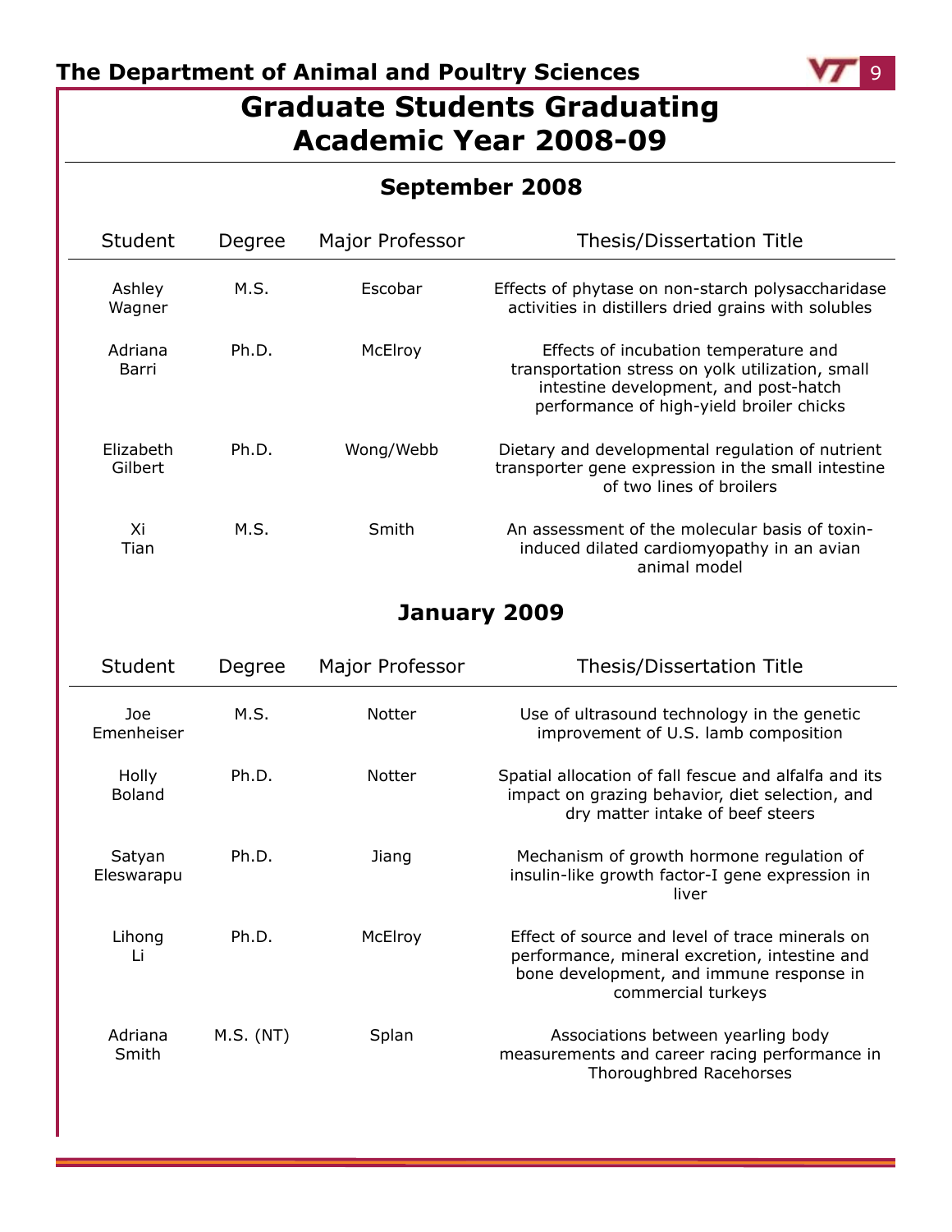# Graduate Students Graduating Academic Year 2008-09

## September 2008

| Student | Degree | Major Professor | Thesis/Dissertation Title |
|---|---|---|---|
| Ashley Wagner | M.S. | Escobar | Effects of phytase on non-starch polysaccharidase activities in distillers dried grains with solubles |
| Adriana Barri | Ph.D. | McElroy | Effects of incubation temperature and transportation stress on yolk utilization, small intestine development, and post-hatch performance of high-yield broiler chicks |
| Elizabeth Gilbert | Ph.D. | Wong/Webb | Dietary and developmental regulation of nutrient transporter gene expression in the small intestine of two lines of broilers |
| Xi Tian | M.S. | Smith | An assessment of the molecular basis of toxin-induced dilated cardiomyopathy in an avian animal model |

## January 2009

| Student | Degree | Major Professor | Thesis/Dissertation Title |
|---|---|---|---|
| Joe Emenheiser | M.S. | Notter | Use of ultrasound technology in the genetic improvement of U.S. lamb composition |
| Holly Boland | Ph.D. | Notter | Spatial allocation of fall fescue and alfalfa and its impact on grazing behavior, diet selection, and dry matter intake of beef steers |
| Satyan Eleswarapu | Ph.D. | Jiang | Mechanism of growth hormone regulation of insulin-like growth factor-I gene expression in liver |
| Lihong Li | Ph.D. | McElroy | Effect of source and level of trace minerals on performance, mineral excretion, intestine and bone development, and immune response in commercial turkeys |
| Adriana Smith | M.S. (NT) | Splan | Associations between yearling body measurements and career racing performance in Thoroughbred Racehorses |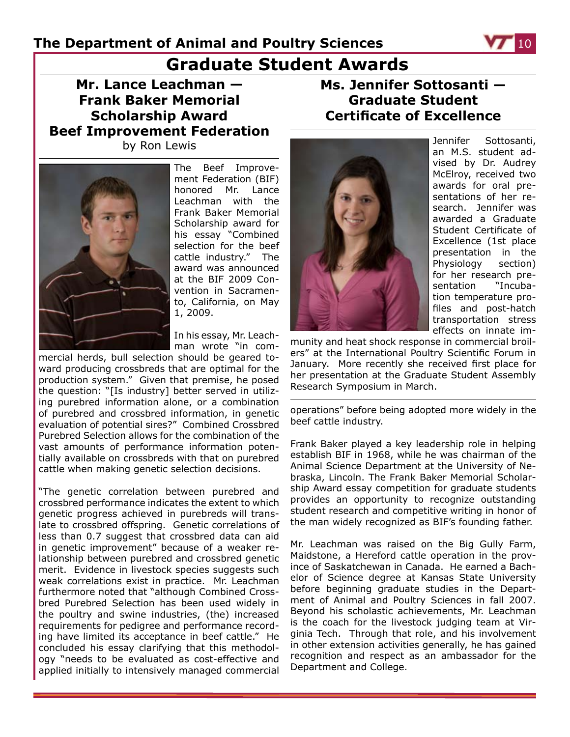# Graduate Student Awards

## Mr. Lance Leachman — Frank Baker Memorial Scholarship Award Beef Improvement Federation

by Ron Lewis

The Beef Improvement Federation (BIF) honored Mr. Lance Leachman with the Frank Baker Memorial Scholarship award for his essay "Combined selection for the beef cattle industry." The award was announced at the BIF 2009 Convention in Sacramento, California, on May 1, 2009.

In his essay, Mr. Leachman wrote "in commercial herds, bull selection should be geared toward producing crossbreds that are optimal for the production system." Given that premise, he posed the question: "[Is industry] better served in utilizing purebred information alone, or a combination of purebred and crossbred information, in genetic evaluation of potential sires?" Combined Crossbred Purebred Selection allows for the combination of the vast amounts of performance information potentially available on crossbreds with that on purebred cattle when making genetic selection decisions.

"The genetic correlation between purebred and crossbred performance indicates the extent to which genetic progress achieved in purebreds will translate to crossbred offspring. Genetic correlations of less than 0.7 suggest that crossbred data can aid in genetic improvement" because of a weaker relationship between purebred and crossbred genetic merit. Evidence in livestock species suggests such weak correlations exist in practice. Mr. Leachman furthermore noted that "although Combined Crossbred Purebred Selection has been used widely in the poultry and swine industries, (the) increased requirements for pedigree and performance recording have limited its acceptance in beef cattle." He concluded his essay clarifying that this methodology "needs to be evaluated as cost-effective and applied initially to intensively managed commercial operations" before being adopted more widely in the beef cattle industry.

Frank Baker played a key leadership role in helping establish BIF in 1968, while he was chairman of the Animal Science Department at the University of Nebraska, Lincoln. The Frank Baker Memorial Scholarship Award essay competition for graduate students provides an opportunity to recognize outstanding student research and competitive writing in honor of the man widely recognized as BIF's founding father.

Mr. Leachman was raised on the Big Gully Farm, Maidstone, a Hereford cattle operation in the province of Saskatchewan in Canada. He earned a Bachelor of Science degree at Kansas State University before beginning graduate studies in the Department of Animal and Poultry Sciences in fall 2007. Beyond his scholastic achievements, Mr. Leachman is the coach for the livestock judging team at Virginia Tech. Through that role, and his involvement in other extension activities generally, he has gained recognition and respect as an ambassador for the Department and College.

## Ms. Jennifer Sottosanti — Graduate Student Certificate of Excellence

Jennifer Sottosanti, an M.S. student advised by Dr. Audrey McElroy, received two awards for oral presentations of her research. Jennifer was awarded a Graduate Student Certificate of Excellence (1st place presentation in the Physiology section) for her research presentation "Incubation temperature profiles and post-hatch transportation stress effects on innate immunity and heat shock response in commercial broilers" at the International Poultry Scientific Forum in January. More recently she received first place for her presentation at the Graduate Student Assembly Research Symposium in March.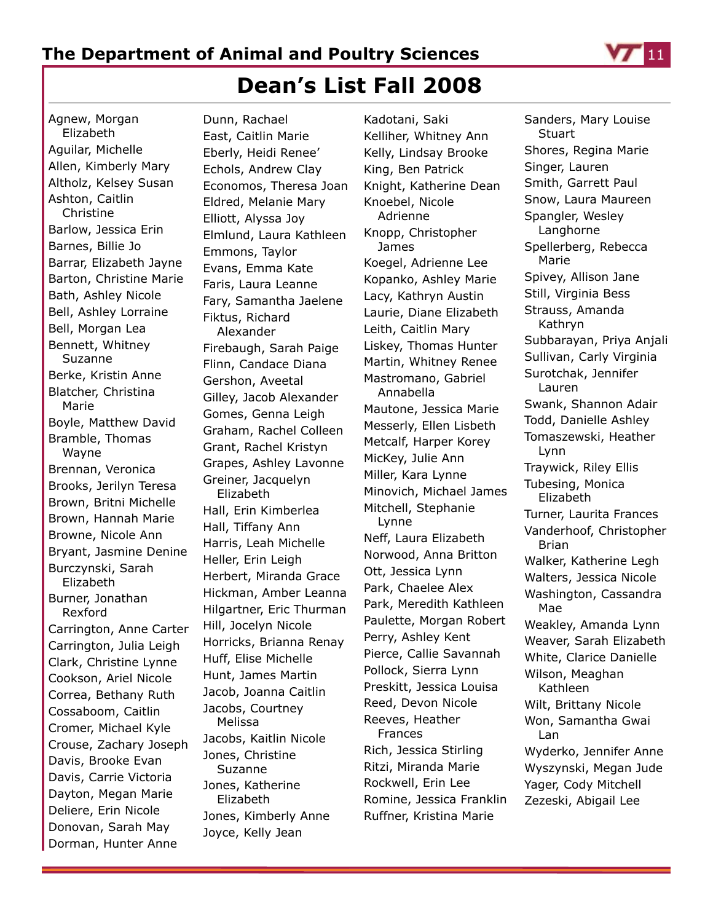# Dean's List Fall 2008

Agnew, Morgan Elizabeth
Aguilar, Michelle
Allen, Kimberly Mary
Altholz, Kelsey Susan
Ashton, Caitlin Christine
Barlow, Jessica Erin
Barnes, Billie Jo
Barrar, Elizabeth Jayne
Barton, Christine Marie
Bath, Ashley Nicole
Bell, Ashley Lorraine
Bell, Morgan Lea
Bennett, Whitney Suzanne
Berke, Kristin Anne
Blatcher, Christina Marie
Boyle, Matthew David
Bramble, Thomas Wayne
Brennan, Veronica
Brooks, Jerilyn Teresa
Brown, Britni Michelle
Brown, Hannah Marie
Browne, Nicole Ann
Bryant, Jasmine Denine
Burczynski, Sarah Elizabeth
Burner, Jonathan Rexford
Carrington, Anne Carter
Carrington, Julia Leigh
Clark, Christine Lynne
Cookson, Ariel Nicole
Correa, Bethany Ruth
Cossaboom, Caitlin
Cromer, Michael Kyle
Crouse, Zachary Joseph
Davis, Brooke Evan
Davis, Carrie Victoria
Dayton, Megan Marie
Deliere, Erin Nicole
Donovan, Sarah May
Dorman, Hunter Anne
Dunn, Rachael
East, Caitlin Marie
Eberly, Heidi Renee'
Echols, Andrew Clay
Economos, Theresa Joan
Eldred, Melanie Mary
Elliott, Alyssa Joy
Elmlund, Laura Kathleen
Emmons, Taylor
Evans, Emma Kate
Faris, Laura Leanne
Fary, Samantha Jaelene
Fiktus, Richard Alexander
Firebaugh, Sarah Paige
Flinn, Candace Diana
Gershon, Aveetal
Gilley, Jacob Alexander
Gomes, Genna Leigh
Graham, Rachel Colleen
Grant, Rachel Kristyn
Grapes, Ashley Lavonne
Greiner, Jacquelyn Elizabeth
Hall, Erin Kimberlea
Hall, Tiffany Ann
Harris, Leah Michelle
Heller, Erin Leigh
Herbert, Miranda Grace
Hickman, Amber Leanna
Hilgartner, Eric Thurman
Hill, Jocelyn Nicole
Horricks, Brianna Renay
Huff, Elise Michelle
Hunt, James Martin
Jacob, Joanna Caitlin
Jacobs, Courtney Melissa
Jacobs, Kaitlin Nicole
Jones, Christine Suzanne
Jones, Katherine Elizabeth
Jones, Kimberly Anne
Joyce, Kelly Jean
Kadotani, Saki
Kelliher, Whitney Ann
Kelly, Lindsay Brooke
King, Ben Patrick
Knight, Katherine Dean
Knoebel, Nicole Adrienne
Knopp, Christopher James
Koegel, Adrienne Lee
Kopanko, Ashley Marie
Lacy, Kathryn Austin
Laurie, Diane Elizabeth
Leith, Caitlin Mary
Liskey, Thomas Hunter
Martin, Whitney Renee
Mastromano, Gabriel Annabella
Mautone, Jessica Marie
Messerly, Ellen Lisbeth
Metcalf, Harper Korey
MicKey, Julie Ann
Miller, Kara Lynne
Minovich, Michael James
Mitchell, Stephanie Lynne
Neff, Laura Elizabeth
Norwood, Anna Britton
Ott, Jessica Lynn
Park, Chaelee Alex
Park, Meredith Kathleen
Paulette, Morgan Robert
Perry, Ashley Kent
Pierce, Callie Savannah
Pollock, Sierra Lynn
Preskitt, Jessica Louisa
Reed, Devon Nicole
Reeves, Heather Frances
Rich, Jessica Stirling
Ritzi, Miranda Marie
Rockwell, Erin Lee
Romine, Jessica Franklin
Ruffner, Kristina Marie
Sanders, Mary Louise Stuart
Shores, Regina Marie
Singer, Lauren
Smith, Garrett Paul
Snow, Laura Maureen
Spangler, Wesley Langhorne
Spellerberg, Rebecca Marie
Spivey, Allison Jane
Still, Virginia Bess
Strauss, Amanda Kathryn
Subbarayan, Priya Anjali
Sullivan, Carly Virginia
Surotchak, Jennifer Lauren
Swank, Shannon Adair
Todd, Danielle Ashley
Tomaszewski, Heather Lynn
Traywick, Riley Ellis
Tubesing, Monica Elizabeth
Turner, Laurita Frances
Vanderhoof, Christopher Brian
Walker, Katherine Legh
Walters, Jessica Nicole
Washington, Cassandra Mae
Weakley, Amanda Lynn
Weaver, Sarah Elizabeth
White, Clarice Danielle
Wilson, Meaghan Kathleen
Wilt, Brittany Nicole
Won, Samantha Gwai Lan
Wyderko, Jennifer Anne
Wyszynski, Megan Jude
Yager, Cody Mitchell
Zezeski, Abigail Lee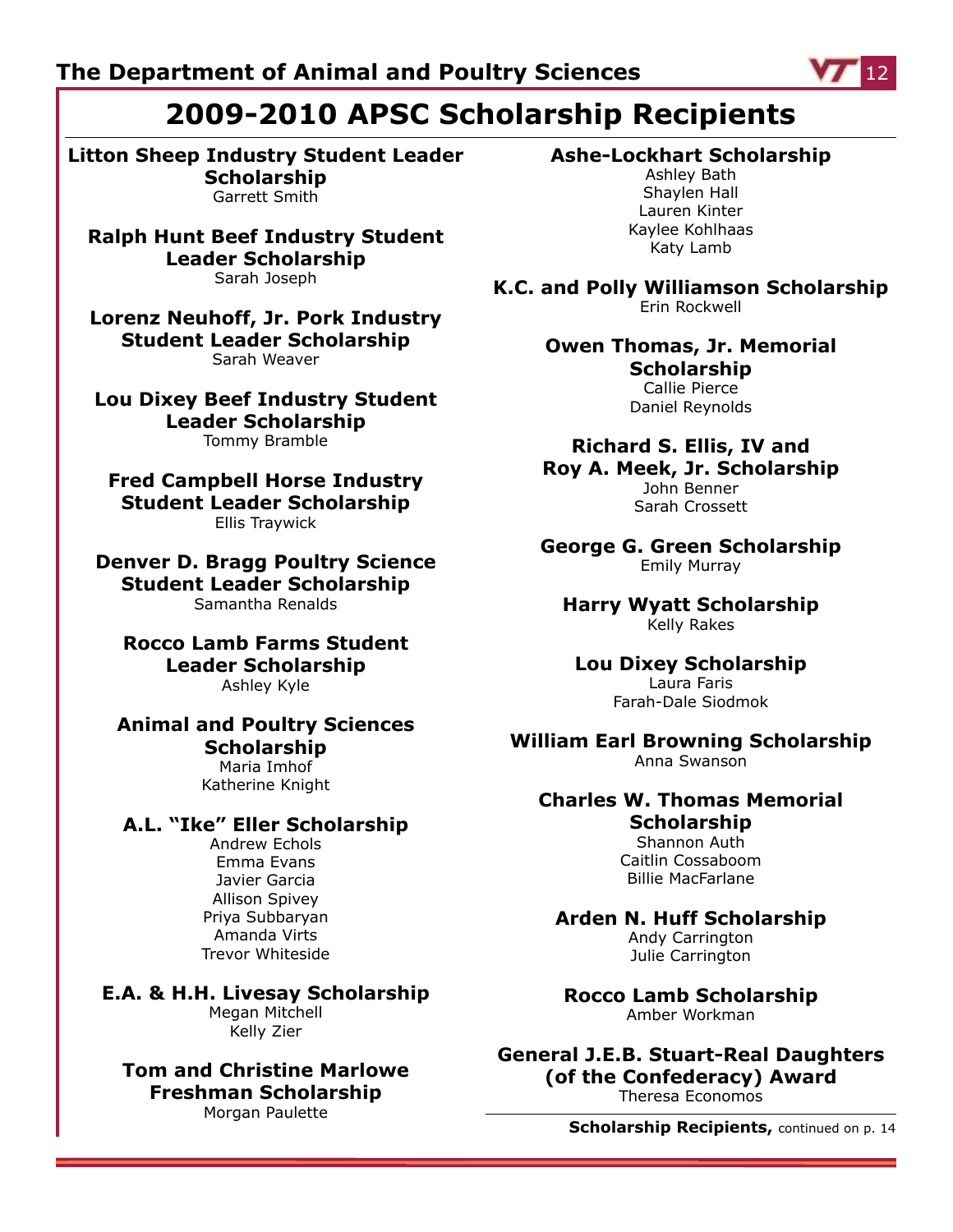# 2009-2010 APSC Scholarship Recipients

**Litton Sheep Industry Student Leader Scholarship**
Garrett Smith

**Ralph Hunt Beef Industry Student Leader Scholarship**
Sarah Joseph

**Lorenz Neuhoff, Jr. Pork Industry Student Leader Scholarship**
Sarah Weaver

**Lou Dixey Beef Industry Student Leader Scholarship**
Tommy Bramble

**Fred Campbell Horse Industry Student Leader Scholarship**
Ellis Traywick

**Denver D. Bragg Poultry Science Student Leader Scholarship**
Samantha Renalds

**Rocco Lamb Farms Student Leader Scholarship**
Ashley Kyle

**Animal and Poultry Sciences Scholarship**
Maria Imhof
Katherine Knight

**A.L. "Ike" Eller Scholarship**
Andrew Echols
Emma Evans
Javier Garcia
Allison Spivey
Priya Subbaryan
Amanda Virts
Trevor Whiteside

**E.A. & H.H. Livesay Scholarship**
Megan Mitchell
Kelly Zier

**Tom and Christine Marlowe Freshman Scholarship**
Morgan Paulette

**Ashe-Lockhart Scholarship**
Ashley Bath
Shaylen Hall
Lauren Kinter
Kaylee Kohlhaas
Katy Lamb

**K.C. and Polly Williamson Scholarship**
Erin Rockwell

**Owen Thomas, Jr. Memorial Scholarship**
Callie Pierce
Daniel Reynolds

**Richard S. Ellis, IV and Roy A. Meek, Jr. Scholarship**
John Benner
Sarah Crossett

**George G. Green Scholarship**
Emily Murray

**Harry Wyatt Scholarship**
Kelly Rakes

**Lou Dixey Scholarship**
Laura Faris
Farah-Dale Siodmok

**William Earl Browning Scholarship**
Anna Swanson

**Charles W. Thomas Memorial Scholarship**
Shannon Auth
Caitlin Cossaboom
Billie MacFarlane

**Arden N. Huff Scholarship**
Andy Carrington
Julie Carrington

**Rocco Lamb Scholarship**
Amber Workman

**General J.E.B. Stuart-Real Daughters (of the Confederacy) Award**
Theresa Economos

**Scholarship Recipients,** continued on p. 14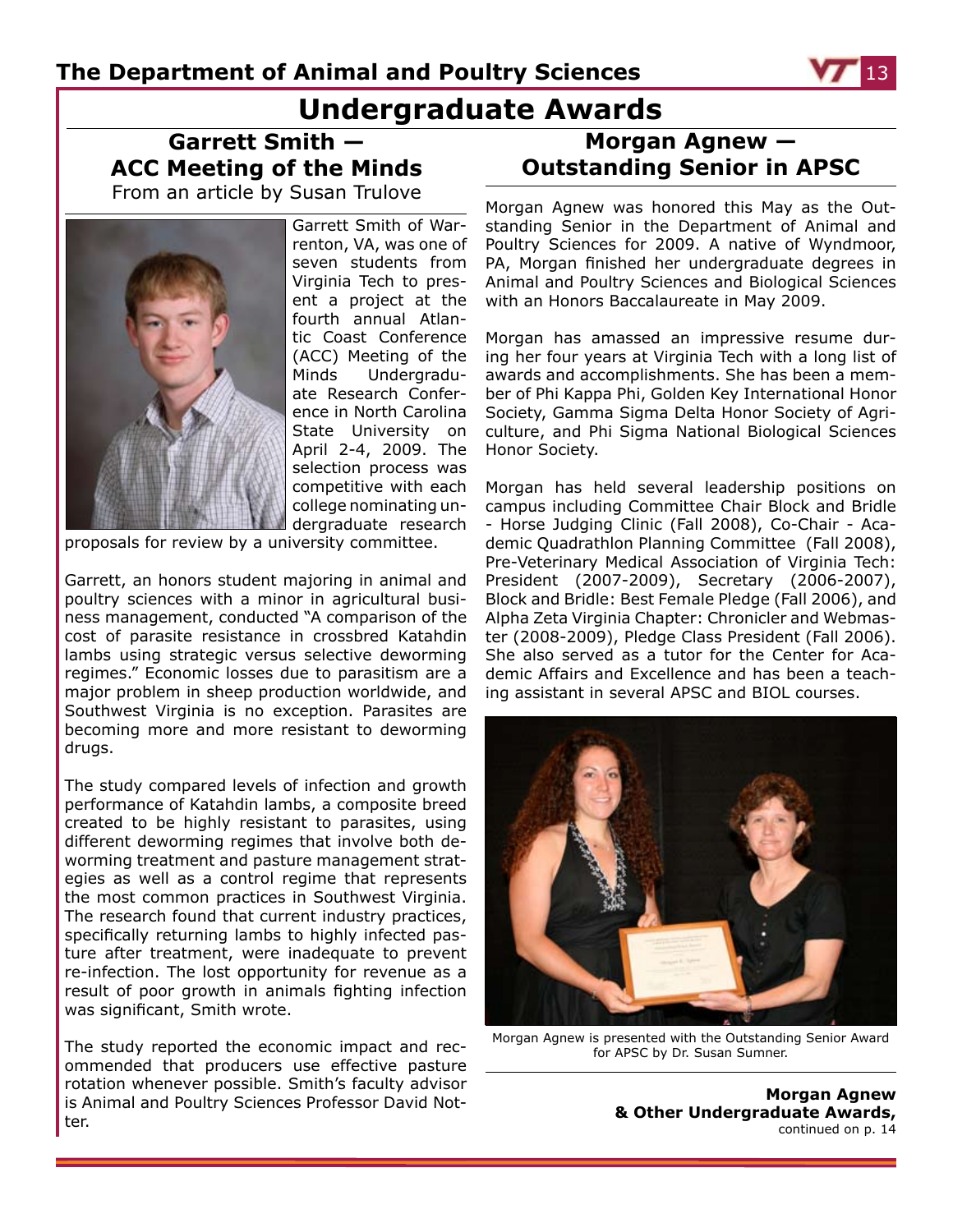# Undergraduate Awards

## Garrett Smith — ACC Meeting of the Minds

From an article by Susan Trulove

Garrett Smith of Warrenton, VA, was one of seven students from Virginia Tech to present a project at the fourth annual Atlantic Coast Conference (ACC) Meeting of the Minds Undergraduate Research Conference in North Carolina State University on April 2-4, 2009. The selection process was competitive with each college nominating undergraduate research proposals for review by a university committee.

Garrett, an honors student majoring in animal and poultry sciences with a minor in agricultural business management, conducted "A comparison of the cost of parasite resistance in crossbred Katahdin lambs using strategic versus selective deworming regimes." Economic losses due to parasitism are a major problem in sheep production worldwide, and Southwest Virginia is no exception. Parasites are becoming more and more resistant to deworming drugs.

The study compared levels of infection and growth performance of Katahdin lambs, a composite breed created to be highly resistant to parasites, using different deworming regimes that involve both deworming treatment and pasture management strategies as well as a control regime that represents the most common practices in Southwest Virginia. The research found that current industry practices, specifically returning lambs to highly infected pasture after treatment, were inadequate to prevent re-infection. The lost opportunity for revenue as a result of poor growth in animals fighting infection was significant, Smith wrote.

The study reported the economic impact and recommended that producers use effective pasture rotation whenever possible. Smith's faculty advisor is Animal and Poultry Sciences Professor David Notter.

## Morgan Agnew — Outstanding Senior in APSC

Morgan Agnew was honored this May as the Outstanding Senior in the Department of Animal and Poultry Sciences for 2009. A native of Wyndmoor, PA, Morgan finished her undergraduate degrees in Animal and Poultry Sciences and Biological Sciences with an Honors Baccalaureate in May 2009.

Morgan has amassed an impressive resume during her four years at Virginia Tech with a long list of awards and accomplishments. She has been a member of Phi Kappa Phi, Golden Key International Honor Society, Gamma Sigma Delta Honor Society of Agriculture, and Phi Sigma National Biological Sciences Honor Society.

Morgan has held several leadership positions on campus including Committee Chair Block and Bridle - Horse Judging Clinic (Fall 2008), Co-Chair - Academic Quadrathlon Planning Committee (Fall 2008), Pre-Veterinary Medical Association of Virginia Tech: President (2007-2009), Secretary (2006-2007), Block and Bridle: Best Female Pledge (Fall 2006), and Alpha Zeta Virginia Chapter: Chronicler and Webmaster (2008-2009), Pledge Class President (Fall 2006). She also served as a tutor for the Center for Academic Affairs and Excellence and has been a teaching assistant in several APSC and BIOL courses.

Morgan Agnew is presented with the Outstanding Senior Award for APSC by Dr. Susan Sumner.

**Morgan Agnew & Other Undergraduate Awards,** continued on p. 14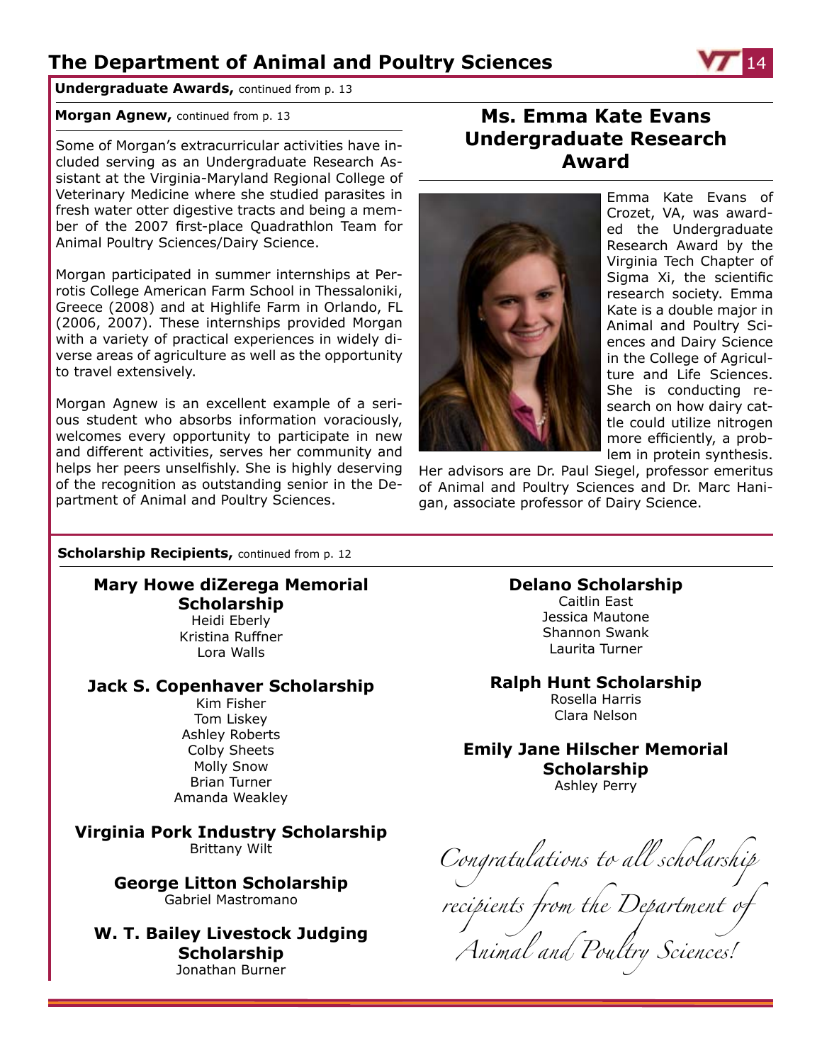**Undergraduate Awards,** continued from p. 13

**Morgan Agnew,** continued from p. 13

Some of Morgan's extracurricular activities have included serving as an Undergraduate Research Assistant at the Virginia-Maryland Regional College of Veterinary Medicine where she studied parasites in fresh water otter digestive tracts and being a member of the 2007 first-place Quadrathlon Team for Animal Poultry Sciences/Dairy Science.

Morgan participated in summer internships at Perrotis College American Farm School in Thessaloniki, Greece (2008) and at Highlife Farm in Orlando, FL (2006, 2007). These internships provided Morgan with a variety of practical experiences in widely diverse areas of agriculture as well as the opportunity to travel extensively.

Morgan Agnew is an excellent example of a serious student who absorbs information voraciously, welcomes every opportunity to participate in new and different activities, serves her community and helps her peers unselfishly. She is highly deserving of the recognition as outstanding senior in the Department of Animal and Poultry Sciences.

## Ms. Emma Kate Evans Undergraduate Research Award

Emma Kate Evans of Crozet, VA, was awarded the Undergraduate Research Award by the Virginia Tech Chapter of Sigma Xi, the scientific research society. Emma Kate is a double major in Animal and Poultry Sciences and Dairy Science in the College of Agriculture and Life Sciences. She is conducting research on how dairy cattle could utilize nitrogen more efficiently, a problem in protein synthesis. Her advisors are Dr. Paul Siegel, professor emeritus of Animal and Poultry Sciences and Dr. Marc Hanigan, associate professor of Dairy Science.

**Scholarship Recipients,** continued from p. 12

### Mary Howe diZerega Memorial Scholarship

Heidi Eberly
Kristina Ruffner
Lora Walls

### Jack S. Copenhaver Scholarship

Kim Fisher
Tom Liskey
Ashley Roberts
Colby Sheets
Molly Snow
Brian Turner
Amanda Weakley

### Virginia Pork Industry Scholarship

Brittany Wilt

### George Litton Scholarship

Gabriel Mastromano

### W. T. Bailey Livestock Judging Scholarship

Jonathan Burner

### Delano Scholarship

Caitlin East
Jessica Mautone
Shannon Swank
Laurita Turner

### Ralph Hunt Scholarship

Rosella Harris
Clara Nelson

### Emily Jane Hilscher Memorial Scholarship

Ashley Perry

*Congratulations to all scholarship recipients from the Department of Animal and Poultry Sciences!*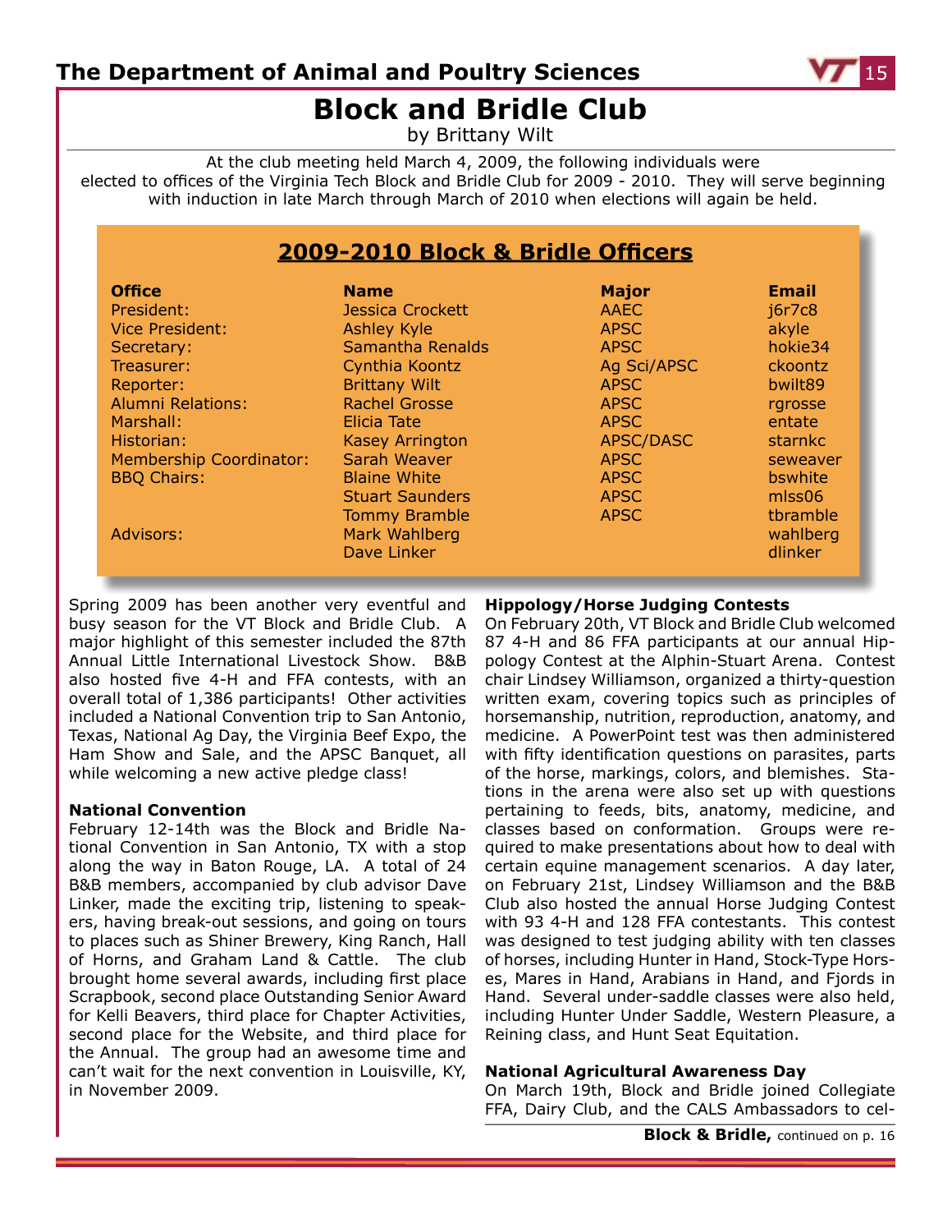# Block and Bridle Club

by Brittany Wilt

At the club meeting held March 4, 2009, the following individuals were elected to offices of the Virginia Tech Block and Bridle Club for 2009 - 2010. They will serve beginning with induction in late March through March of 2010 when elections will again be held.

## 2009-2010 Block & Bridle Officers

| Office | Name | Major | Email |
|---|---|---|---|
| President: | Jessica Crockett | AAEC | j6r7c8 |
| Vice President: | Ashley Kyle | APSC | akyle |
| Secretary: | Samantha Renalds | APSC | hokie34 |
| Treasurer: | Cynthia Koontz | Ag Sci/APSC | ckoontz |
| Reporter: | Brittany Wilt | APSC | bwilt89 |
| Alumni Relations: | Rachel Grosse | APSC | rgrosse |
| Marshall: | Elicia Tate | APSC | entate |
| Historian: | Kasey Arrington | APSC/DASC | starnkc |
| Membership Coordinator: | Sarah Weaver | APSC | seweaver |
| BBQ Chairs: | Blaine White | APSC | bswhite |
| | Stuart Saunders | APSC | mlss06 |
| | Tommy Bramble | APSC | tbramble |
| Advisors: | Mark Wahlberg | | wahlberg |
| | Dave Linker | | dlinker |

Spring 2009 has been another very eventful and busy season for the VT Block and Bridle Club. A major highlight of this semester included the 87th Annual Little International Livestock Show. B&B also hosted five 4-H and FFA contests, with an overall total of 1,386 participants! Other activities included a National Convention trip to San Antonio, Texas, National Ag Day, the Virginia Beef Expo, the Ham Show and Sale, and the APSC Banquet, all while welcoming a new active pledge class!

**National Convention**

February 12-14th was the Block and Bridle National Convention in San Antonio, TX with a stop along the way in Baton Rouge, LA. A total of 24 B&B members, accompanied by club advisor Dave Linker, made the exciting trip, listening to speakers, having break-out sessions, and going on tours to places such as Shiner Brewery, King Ranch, Hall of Horns, and Graham Land & Cattle. The club brought home several awards, including first place Scrapbook, second place Outstanding Senior Award for Kelli Beavers, third place for Chapter Activities, second place for the Website, and third place for the Annual. The group had an awesome time and can't wait for the next convention in Louisville, KY, in November 2009.

**Hippology/Horse Judging Contests**

On February 20th, VT Block and Bridle Club welcomed 87 4-H and 86 FFA participants at our annual Hippology Contest at the Alphin-Stuart Arena. Contest chair Lindsey Williamson, organized a thirty-question written exam, covering topics such as principles of horsemanship, nutrition, reproduction, anatomy, and medicine. A PowerPoint test was then administered with fifty identification questions on parasites, parts of the horse, markings, colors, and blemishes. Stations in the arena were also set up with questions pertaining to feeds, bits, anatomy, medicine, and classes based on conformation. Groups were required to make presentations about how to deal with certain equine management scenarios. A day later, on February 21st, Lindsey Williamson and the B&B Club also hosted the annual Horse Judging Contest with 93 4-H and 128 FFA contestants. This contest was designed to test judging ability with ten classes of horses, including Hunter in Hand, Stock-Type Horses, Mares in Hand, Arabians in Hand, and Fjords in Hand. Several under-saddle classes were also held, including Hunter Under Saddle, Western Pleasure, a Reining class, and Hunt Seat Equitation.

**National Agricultural Awareness Day**

On March 19th, Block and Bridle joined Collegiate FFA, Dairy Club, and the CALS Ambassadors to cel-

**Block & Bridle,** continued on p. 16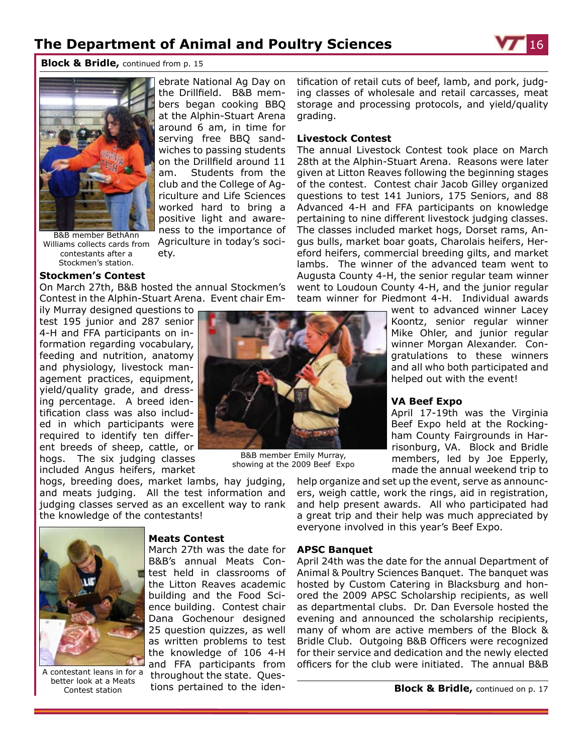**Block & Bridle,** continued from p. 15

ebrate National Ag Day on the Drillfield. B&B members began cooking BBQ at the Alphin-Stuart Arena around 6 am, in time for serving free BBQ sandwiches to passing students on the Drillfield around 11 am. Students from the club and the College of Agriculture and Life Sciences worked hard to bring a positive light and awareness to the importance of Agriculture in today's society.

B&B member BethAnn Williams collects cards from contestants after a Stockmen's station.

### Stockmen's Contest

On March 27th, B&B hosted the annual Stockmen's Contest in the Alphin-Stuart Arena. Event chair Emily Murray designed questions to test 195 junior and 287 senior 4-H and FFA participants on information regarding vocabulary, feeding and nutrition, anatomy and physiology, livestock management practices, equipment, yield/quality grade, and dressing percentage. A breed identification class was also included in which participants were required to identify ten different breeds of sheep, cattle, or hogs. The six judging classes included Angus heifers, market hogs, breeding does, market lambs, hay judging, and meats judging. All the test information and judging classes served as an excellent way to rank the knowledge of the contestants!

B&B member Emily Murray, showing at the 2009 Beef Expo

### Meats Contest

March 27th was the date for B&B's annual Meats Contest held in classrooms of the Litton Reaves academic building and the Food Science building. Contest chair Dana Gochenour designed 25 question quizzes, as well as written problems to test the knowledge of 106 4-H and FFA participants from throughout the state. Questions pertained to the identification of retail cuts of beef, lamb, and pork, judging classes of wholesale and retail carcasses, meat storage and processing protocols, and yield/quality grading.

A contestant leans in for a better look at a Meats Contest station

### Livestock Contest

The annual Livestock Contest took place on March 28th at the Alphin-Stuart Arena. Reasons were later given at Litton Reaves following the beginning stages of the contest. Contest chair Jacob Gilley organized questions to test 141 Juniors, 175 Seniors, and 88 Advanced 4-H and FFA participants on knowledge pertaining to nine different livestock judging classes. The classes included market hogs, Dorset rams, Angus bulls, market boar goats, Charolais heifers, Hereford heifers, commercial breeding gilts, and market lambs. The winner of the advanced team went to Augusta County 4-H, the senior regular team winner went to Loudoun County 4-H, and the junior regular team winner for Piedmont 4-H. Individual awards went to advanced winner Lacey Koontz, senior regular winner Mike Ohler, and junior regular winner Morgan Alexander. Congratulations to these winners and all who both participated and helped out with the event!

### VA Beef Expo

April 17-19th was the Virginia Beef Expo held at the Rockingham County Fairgrounds in Harrisonburg, VA. Block and Bridle members, led by Joe Epperly, made the annual weekend trip to help organize and set up the event, serve as announcers, weigh cattle, work the rings, aid in registration, and help present awards. All who participated had a great trip and their help was much appreciated by everyone involved in this year's Beef Expo.

### APSC Banquet

April 24th was the date for the annual Department of Animal & Poultry Sciences Banquet. The banquet was hosted by Custom Catering in Blacksburg and honored the 2009 APSC Scholarship recipients, as well as departmental clubs. Dr. Dan Eversole hosted the evening and announced the scholarship recipients, many of whom are active members of the Block & Bridle Club. Outgoing B&B Officers were recognized for their service and dedication and the newly elected officers for the club were initiated. The annual B&B

**Block & Bridle,** continued on p. 17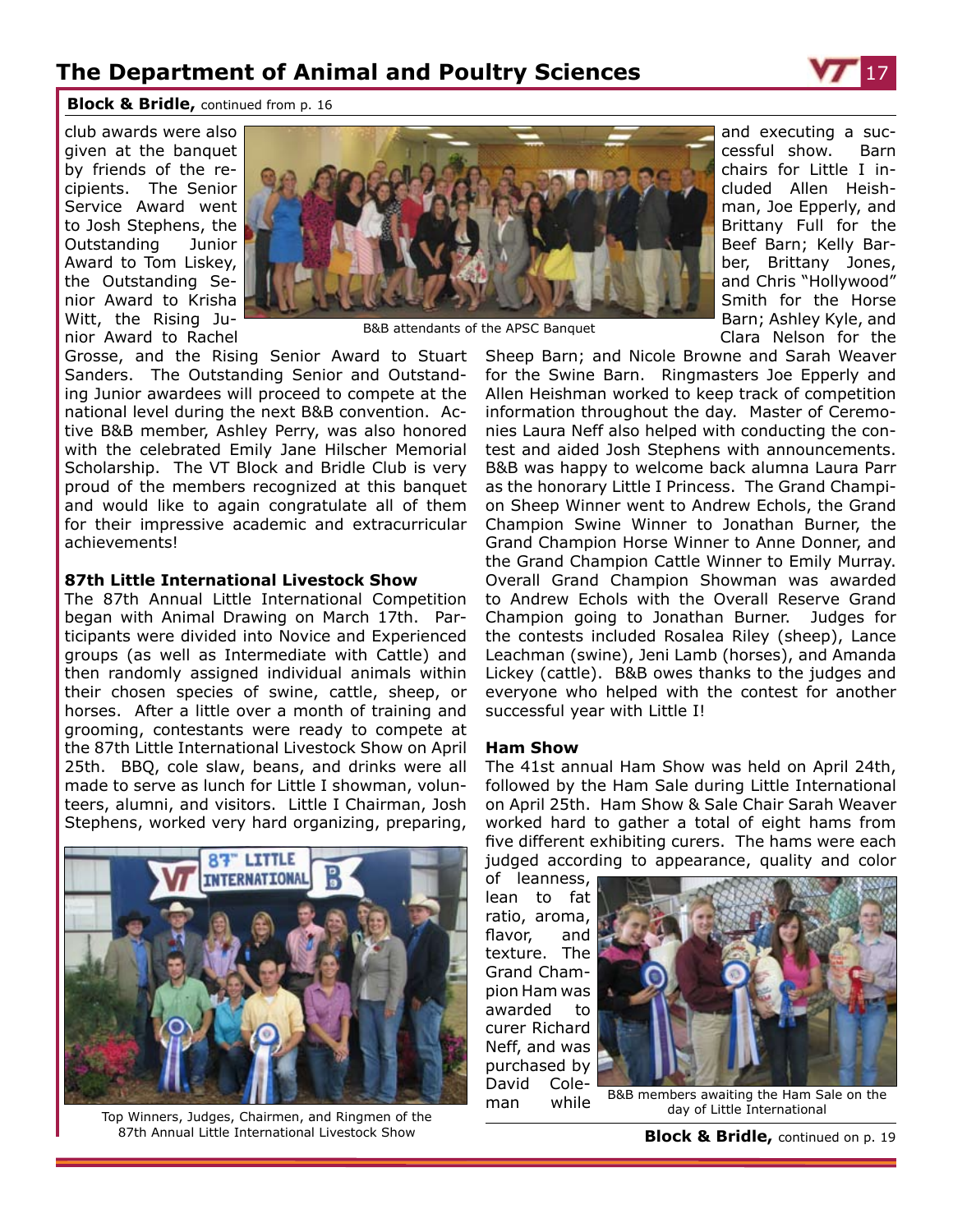**Block & Bridle,** continued from p. 16

club awards were also given at the banquet by friends of the recipients. The Senior Service Award went to Josh Stephens, the Outstanding Junior Award to Tom Liskey, the Outstanding Senior Award to Krisha Witt, the Rising Junior Award to Rachel Grosse, and the Rising Senior Award to Stuart Sanders. The Outstanding Senior and Outstanding Junior awardees will proceed to compete at the national level during the next B&B convention. Active B&B member, Ashley Perry, was also honored with the celebrated Emily Jane Hilscher Memorial Scholarship. The VT Block and Bridle Club is very proud of the members recognized at this banquet and would like to again congratulate all of them for their impressive academic and extracurricular achievements!

B&B attendants of the APSC Banquet

### 87th Little International Livestock Show

The 87th Annual Little International Competition began with Animal Drawing on March 17th. Participants were divided into Novice and Experienced groups (as well as Intermediate with Cattle) and then randomly assigned individual animals within their chosen species of swine, cattle, sheep, or horses. After a little over a month of training and grooming, contestants were ready to compete at the 87th Little International Livestock Show on April 25th. BBQ, cole slaw, beans, and drinks were all made to serve as lunch for Little I showman, volunteers, alumni, and visitors. Little I Chairman, Josh Stephens, worked very hard organizing, preparing, and executing a successful show. Barn chairs for Little I included Allen Heishman, Joe Epperly, and Brittany Full for the Beef Barn; Kelly Barber, Brittany Jones, and Chris "Hollywood" Smith for the Horse Barn; Ashley Kyle, and Clara Nelson for the Sheep Barn; and Nicole Browne and Sarah Weaver for the Swine Barn. Ringmasters Joe Epperly and Allen Heishman worked to keep track of competition information throughout the day. Master of Ceremonies Laura Neff also helped with conducting the contest and aided Josh Stephens with announcements. B&B was happy to welcome back alumna Laura Parr as the honorary Little I Princess. The Grand Champion Sheep Winner went to Andrew Echols, the Grand Champion Swine Winner to Jonathan Burner, the Grand Champion Horse Winner to Anne Donner, and the Grand Champion Cattle Winner to Emily Murray. Overall Grand Champion Showman was awarded to Andrew Echols with the Overall Reserve Grand Champion going to Jonathan Burner. Judges for the contests included Rosalea Riley (sheep), Lance Leachman (swine), Jeni Lamb (horses), and Amanda Lickey (cattle). B&B owes thanks to the judges and everyone who helped with the contest for another successful year with Little I!

Top Winners, Judges, Chairmen, and Ringmen of the 87th Annual Little International Livestock Show

### Ham Show

The 41st annual Ham Show was held on April 24th, followed by the Ham Sale during Little International on April 25th. Ham Show & Sale Chair Sarah Weaver worked hard to gather a total of eight hams from five different exhibiting curers. The hams were each judged according to appearance, quality and color of leanness, lean to fat ratio, aroma, flavor, and texture. The Grand Champion Ham was awarded to curer Richard Neff, and was purchased by David Coleman while

B&B members awaiting the Ham Sale on the day of Little International

**Block & Bridle,** continued on p. 19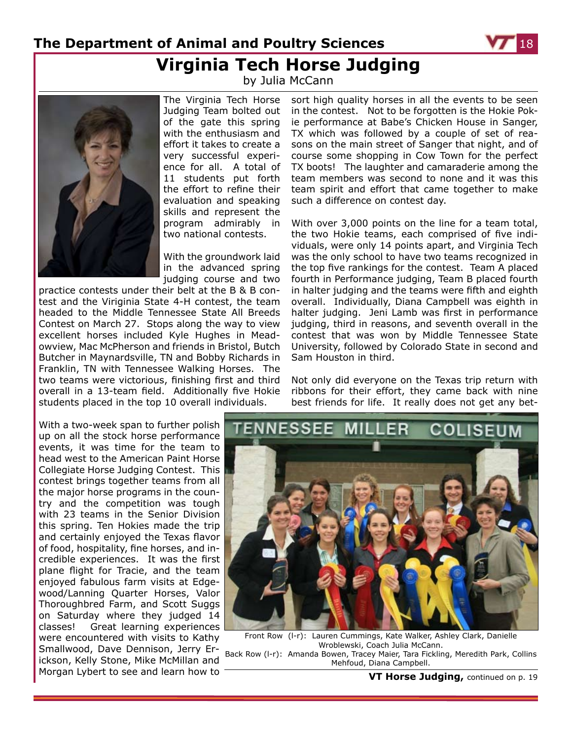# Virginia Tech Horse Judging

by Julia McCann

The Virginia Tech Horse Judging Team bolted out of the gate this spring with the enthusiasm and effort it takes to create a very successful experience for all. A total of 11 students put forth the effort to refine their evaluation and speaking skills and represent the program admirably in two national contests.

With the groundwork laid in the advanced spring judging course and two practice contests under their belt at the B & B contest and the Viriginia State 4-H contest, the team headed to the Middle Tennessee State All Breeds Contest on March 27. Stops along the way to view excellent horses included Kyle Hughes in Meadowview, Mac McPherson and friends in Bristol, Butch Butcher in Maynardsville, TN and Bobby Richards in Franklin, TN with Tennessee Walking Horses. The two teams were victorious, finishing first and third overall in a 13-team field. Additionally five Hokie students placed in the top 10 overall individuals.

With a two-week span to further polish up on all the stock horse performance events, it was time for the team to head west to the American Paint Horse Collegiate Horse Judging Contest. This contest brings together teams from all the major horse programs in the country and the competition was tough with 23 teams in the Senior Division this spring. Ten Hokies made the trip and certainly enjoyed the Texas flavor of food, hospitality, fine horses, and incredible experiences. It was the first plane flight for Tracie, and the team enjoyed fabulous farm visits at Edgewood/Lanning Quarter Horses, Valor Thoroughbred Farm, and Scott Suggs on Saturday where they judged 14 classes! Great learning experiences were encountered with visits to Kathy Smallwood, Dave Dennison, Jerry Erickson, Kelly Stone, Mike McMillan and Morgan Lybert to see and learn how to sort high quality horses in all the events to be seen in the contest. Not to be forgotten is the Hokie Pokie performance at Babe's Chicken House in Sanger, TX which was followed by a couple of set of reasons on the main street of Sanger that night, and of course some shopping in Cow Town for the perfect TX boots! The laughter and camaraderie among the team members was second to none and it was this team spirit and effort that came together to make such a difference on contest day.

With over 3,000 points on the line for a team total, the two Hokie teams, each comprised of five individuals, were only 14 points apart, and Virginia Tech was the only school to have two teams recognized in the top five rankings for the contest. Team A placed fourth in Performance judging, Team B placed fourth in halter judging and the teams were fifth and eighth overall. Individually, Diana Campbell was eighth in halter judging. Jeni Lamb was first in performance judging, third in reasons, and seventh overall in the contest that was won by Middle Tennessee State University, followed by Colorado State in second and Sam Houston in third.

Not only did everyone on the Texas trip return with ribbons for their effort, they came back with nine best friends for life. It really does not get any bet-

Front Row (l-r): Lauren Cummings, Kate Walker, Ashley Clark, Danielle Wroblewski, Coach Julia McCann.
Back Row (l-r): Amanda Bowen, Tracey Maier, Tara Fickling, Meredith Park, Collins Mehfoud, Diana Campbell.

**VT Horse Judging,** continued on p. 19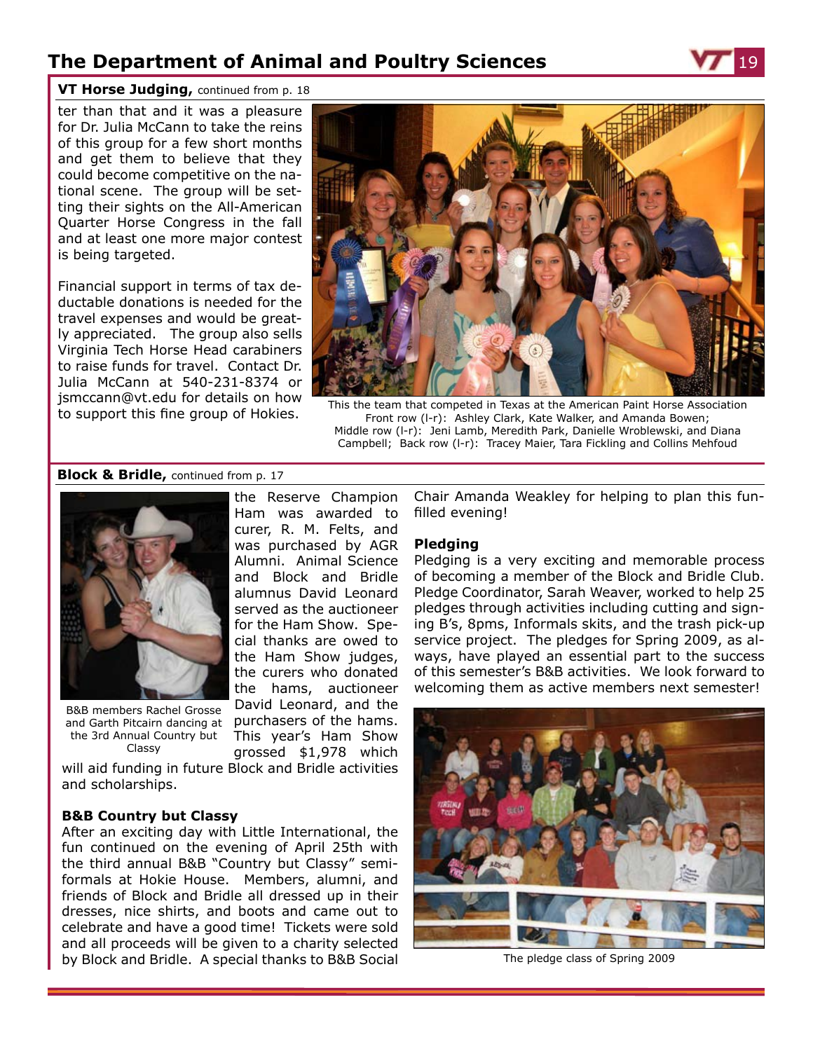## The Department of Animal and Poultry Sciences

**VT Horse Judging,** continued from p. 18

ter than that and it was a pleasure for Dr. Julia McCann to take the reins of this group for a few short months and get them to believe that they could become competitive on the national scene. The group will be setting their sights on the All-American Quarter Horse Congress in the fall and at least one more major contest is being targeted.

Financial support in terms of tax deductable donations is needed for the travel expenses and would be greatly appreciated. The group also sells Virginia Tech Horse Head carabiners to raise funds for travel. Contact Dr. Julia McCann at 540-231-8374 or jsmccann@vt.edu for details on how to support this fine group of Hokies.

This the team that competed in Texas at the American Paint Horse Association Front row (l-r): Ashley Clark, Kate Walker, and Amanda Bowen; Middle row (l-r): Jeni Lamb, Meredith Park, Danielle Wroblewski, and Diana Campbell; Back row (l-r): Tracey Maier, Tara Fickling and Collins Mehfoud

**Block & Bridle,** continued from p. 17

B&B members Rachel Grosse and Garth Pitcairn dancing at the 3rd Annual Country but Classy

the Reserve Champion Ham was awarded to curer, R. M. Felts, and was purchased by AGR Alumni. Animal Science and Block and Bridle alumnus David Leonard served as the auctioneer for the Ham Show. Special thanks are owed to the Ham Show judges, the curers who donated the hams, auctioneer David Leonard, and the purchasers of the hams. This year's Ham Show grossed $1,978 which will aid funding in future Block and Bridle activities and scholarships.

### B&B Country but Classy

After an exciting day with Little International, the fun continued on the evening of April 25th with the third annual B&B "Country but Classy" semi-formals at Hokie House. Members, alumni, and friends of Block and Bridle all dressed up in their dresses, nice shirts, and boots and came out to celebrate and have a good time! Tickets were sold and all proceeds will be given to a charity selected by Block and Bridle. A special thanks to B&B Social Chair Amanda Weakley for helping to plan this fun-filled evening!

### Pledging

Pledging is a very exciting and memorable process of becoming a member of the Block and Bridle Club. Pledge Coordinator, Sarah Weaver, worked to help 25 pledges through activities including cutting and signing B's, 8pms, Informals skits, and the trash pick-up service project. The pledges for Spring 2009, as always, have played an essential part to the success of this semester's B&B activities. We look forward to welcoming them as active members next semester!

The pledge class of Spring 2009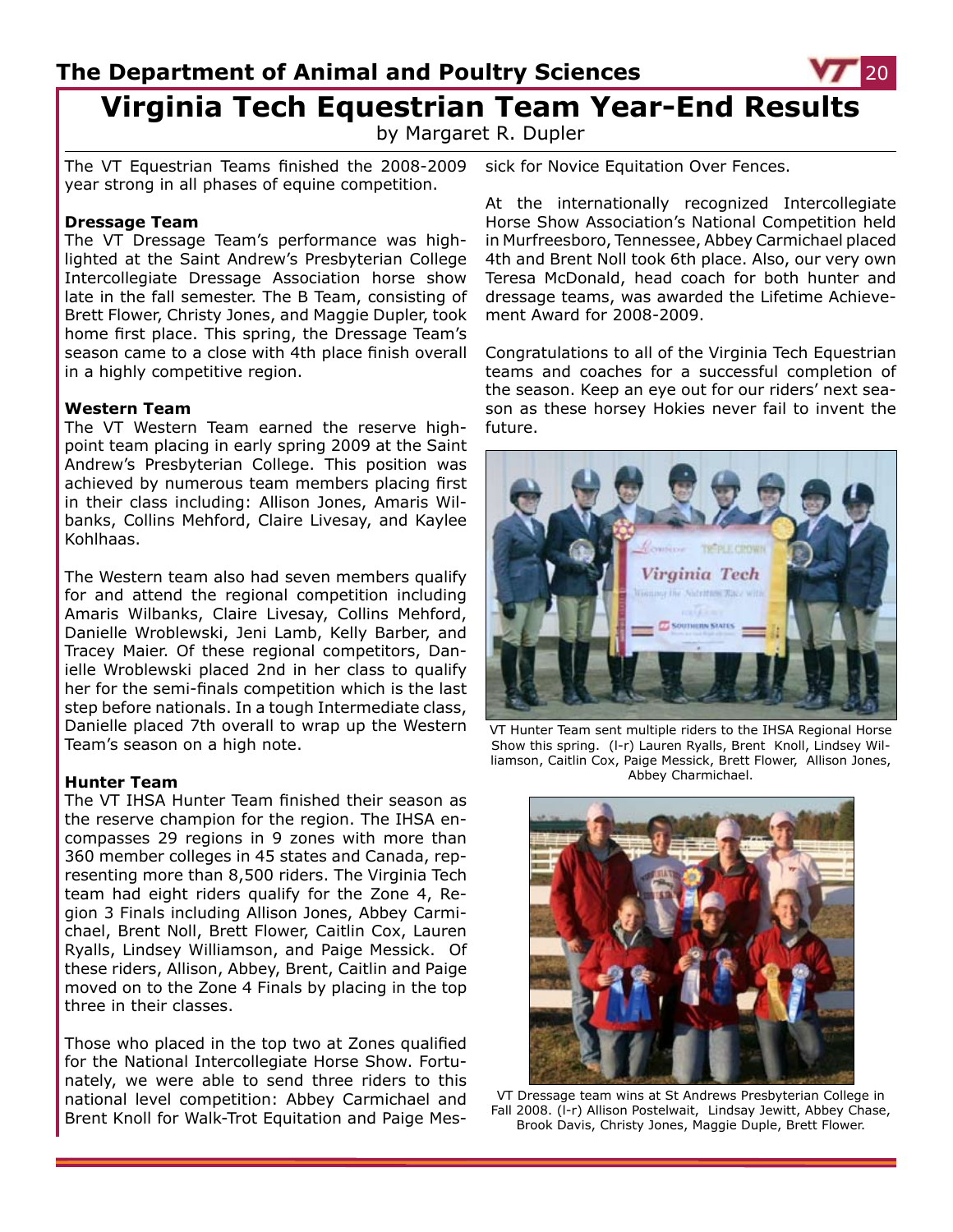# Virginia Tech Equestrian Team Year-End Results

by Margaret R. Dupler

The VT Equestrian Teams finished the 2008-2009 year strong in all phases of equine competition.

**Dressage Team**

The VT Dressage Team's performance was highlighted at the Saint Andrew's Presbyterian College Intercollegiate Dressage Association horse show late in the fall semester. The B Team, consisting of Brett Flower, Christy Jones, and Maggie Dupler, took home first place. This spring, the Dressage Team's season came to a close with 4th place finish overall in a highly competitive region.

**Western Team**

The VT Western Team earned the reserve high-point team placing in early spring 2009 at the Saint Andrew's Presbyterian College. This position was achieved by numerous team members placing first in their class including: Allison Jones, Amaris Wilbanks, Collins Mehford, Claire Livesay, and Kaylee Kohlhaas.

The Western team also had seven members qualify for and attend the regional competition including Amaris Wilbanks, Claire Livesay, Collins Mehford, Danielle Wroblewski, Jeni Lamb, Kelly Barber, and Tracey Maier. Of these regional competitors, Danielle Wroblewski placed 2nd in her class to qualify her for the semi-finals competition which is the last step before nationals. In a tough Intermediate class, Danielle placed 7th overall to wrap up the Western Team's season on a high note.

**Hunter Team**

The VT IHSA Hunter Team finished their season as the reserve champion for the region. The IHSA encompasses 29 regions in 9 zones with more than 360 member colleges in 45 states and Canada, representing more than 8,500 riders. The Virginia Tech team had eight riders qualify for the Zone 4, Region 3 Finals including Allison Jones, Abbey Carmichael, Brent Noll, Brett Flower, Caitlin Cox, Lauren Ryalls, Lindsey Williamson, and Paige Messick. Of these riders, Allison, Abbey, Brent, Caitlin and Paige moved on to the Zone 4 Finals by placing in the top three in their classes.

Those who placed in the top two at Zones qualified for the National Intercollegiate Horse Show. Fortunately, we were able to send three riders to this national level competition: Abbey Carmichael and Brent Knoll for Walk-Trot Equitation and Paige Messick for Novice Equitation Over Fences.

At the internationally recognized Intercollegiate Horse Show Association's National Competition held in Murfreesboro, Tennessee, Abbey Carmichael placed 4th and Brent Noll took 6th place. Also, our very own Teresa McDonald, head coach for both hunter and dressage teams, was awarded the Lifetime Achievement Award for 2008-2009.

Congratulations to all of the Virginia Tech Equestrian teams and coaches for a successful completion of the season. Keep an eye out for our riders' next season as these horsey Hokies never fail to invent the future.

VT Hunter Team sent multiple riders to the IHSA Regional Horse Show this spring. (l-r) Lauren Ryalls, Brent Knoll, Lindsey Williamson, Caitlin Cox, Paige Messick, Brett Flower, Allison Jones, Abbey Charmichael.

VT Dressage team wins at St Andrews Presbyterian College in Fall 2008. (l-r) Allison Postelwait, Lindsay Jewitt, Abbey Chase, Brook Davis, Christy Jones, Maggie Duple, Brett Flower.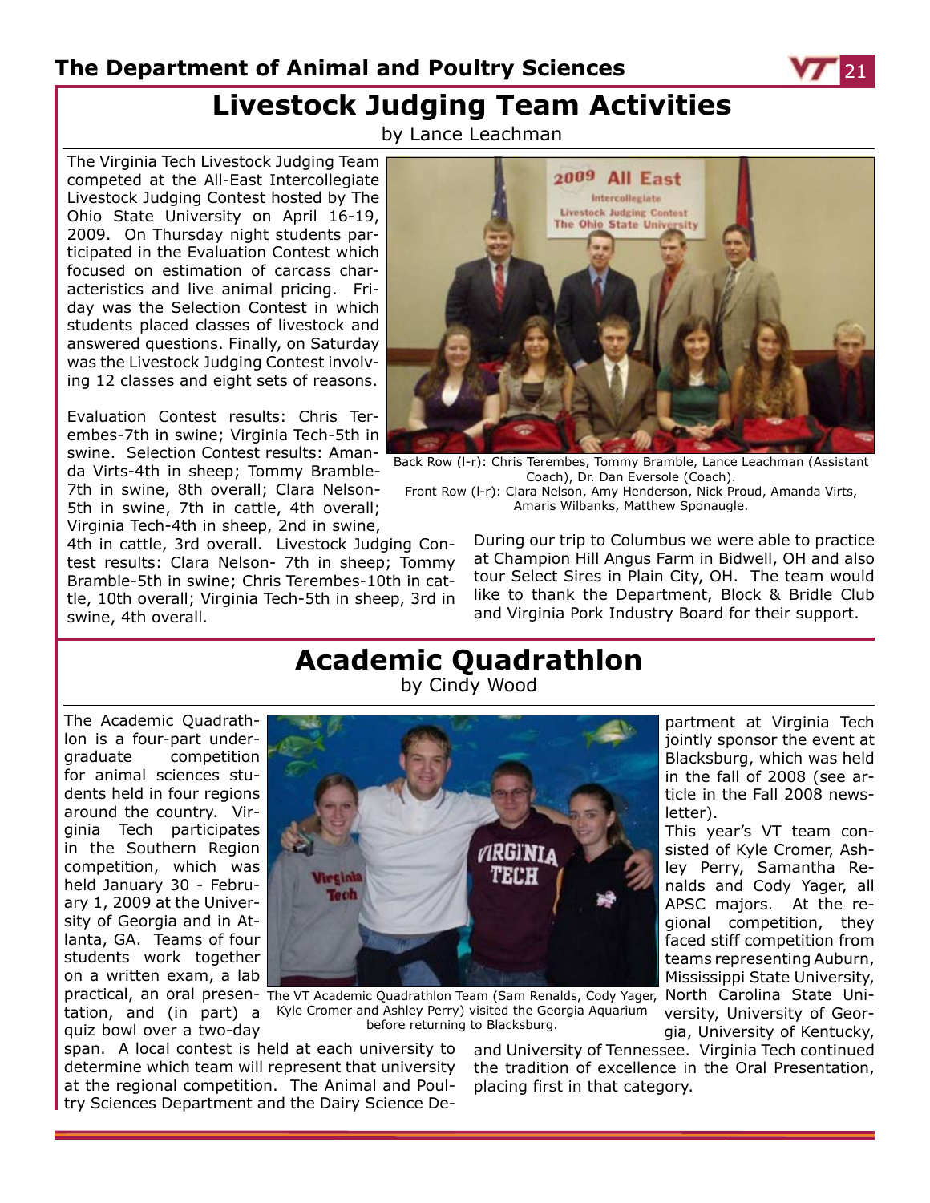# Livestock Judging Team Activities

by Lance Leachman

The Virginia Tech Livestock Judging Team competed at the All-East Intercollegiate Livestock Judging Contest hosted by The Ohio State University on April 16-19, 2009. On Thursday night students participated in the Evaluation Contest which focused on estimation of carcass characteristics and live animal pricing. Friday was the Selection Contest in which students placed classes of livestock and answered questions. Finally, on Saturday was the Livestock Judging Contest involving 12 classes and eight sets of reasons.

Back Row (l-r): Chris Terembes, Tommy Bramble, Lance Leachman (Assistant Coach), Dr. Dan Eversole (Coach).
Front Row (l-r): Clara Nelson, Amy Henderson, Nick Proud, Amanda Virts, Amaris Wilbanks, Matthew Sponaugle.

Evaluation Contest results: Chris Terembes-7th in swine; Virginia Tech-5th in swine. Selection Contest results: Amanda Virts-4th in sheep; Tommy Bramble-7th in swine, 8th overall; Clara Nelson-5th in swine, 7th in cattle, 4th overall; Virginia Tech-4th in sheep, 2nd in swine, 4th in cattle, 3rd overall. Livestock Judging Contest results: Clara Nelson- 7th in sheep; Tommy Bramble-5th in swine; Chris Terembes-10th in cattle, 10th overall; Virginia Tech-5th in sheep, 3rd in swine, 4th overall.

During our trip to Columbus we were able to practice at Champion Hill Angus Farm in Bidwell, OH and also tour Select Sires in Plain City, OH. The team would like to thank the Department, Block & Bridle Club and Virginia Pork Industry Board for their support.

# Academic Quadrathlon

by Cindy Wood

The Academic Quadrathlon is a four-part undergraduate competition for animal sciences students held in four regions around the country. Virginia Tech participates in the Southern Region competition, which was held January 30 - February 1, 2009 at the University of Georgia and in Atlanta, GA. Teams of four students work together on a written exam, a lab practical, an oral presentation, and (in part) a quiz bowl over a two-day span. A local contest is held at each university to determine which team will represent that university at the regional competition. The Animal and Poultry Sciences Department and the Dairy Science Department at Virginia Tech jointly sponsor the event at Blacksburg, which was held in the fall of 2008 (see article in the Fall 2008 newsletter).

The VT Academic Quadrathlon Team (Sam Renalds, Cody Yager, Kyle Cromer and Ashley Perry) visited the Georgia Aquarium before returning to Blacksburg.

This year's VT team consisted of Kyle Cromer, Ashley Perry, Samantha Renalds and Cody Yager, all APSC majors. At the regional competition, they faced stiff competition from teams representing Auburn, Mississippi State University, North Carolina State University, University of Georgia, University of Kentucky, and University of Tennessee. Virginia Tech continued the tradition of excellence in the Oral Presentation, placing first in that category.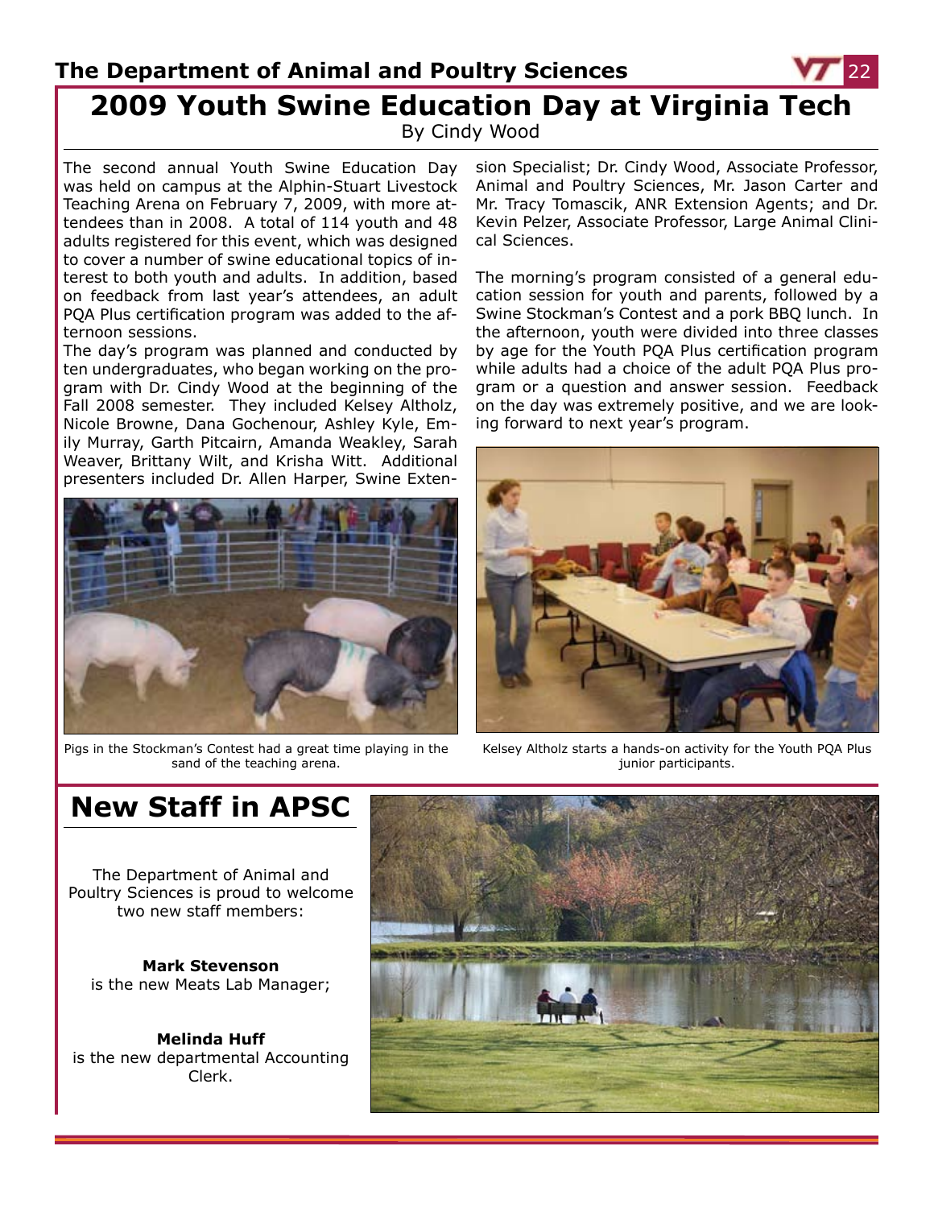# 2009 Youth Swine Education Day at Virginia Tech

By Cindy Wood

The second annual Youth Swine Education Day was held on campus at the Alphin-Stuart Livestock Teaching Arena on February 7, 2009, with more attendees than in 2008. A total of 114 youth and 48 adults registered for this event, which was designed to cover a number of swine educational topics of interest to both youth and adults. In addition, based on feedback from last year's attendees, an adult PQA Plus certification program was added to the afternoon sessions.

The day's program was planned and conducted by ten undergraduates, who began working on the program with Dr. Cindy Wood at the beginning of the Fall 2008 semester. They included Kelsey Altholz, Nicole Browne, Dana Gochenour, Ashley Kyle, Emily Murray, Garth Pitcairn, Amanda Weakley, Sarah Weaver, Brittany Wilt, and Krisha Witt. Additional presenters included Dr. Allen Harper, Swine Extension Specialist; Dr. Cindy Wood, Associate Professor, Animal and Poultry Sciences, Mr. Jason Carter and Mr. Tracy Tomascik, ANR Extension Agents; and Dr. Kevin Pelzer, Associate Professor, Large Animal Clinical Sciences.

The morning's program consisted of a general education session for youth and parents, followed by a Swine Stockman's Contest and a pork BBQ lunch. In the afternoon, youth were divided into three classes by age for the Youth PQA Plus certification program while adults had a choice of the adult PQA Plus program or a question and answer session. Feedback on the day was extremely positive, and we are looking forward to next year's program.

Pigs in the Stockman's Contest had a great time playing in the sand of the teaching arena.

Kelsey Altholz starts a hands-on activity for the Youth PQA Plus junior participants.

# New Staff in APSC

The Department of Animal and Poultry Sciences is proud to welcome two new staff members:

**Mark Stevenson**
is the new Meats Lab Manager;

**Melinda Huff**
is the new departmental Accounting Clerk.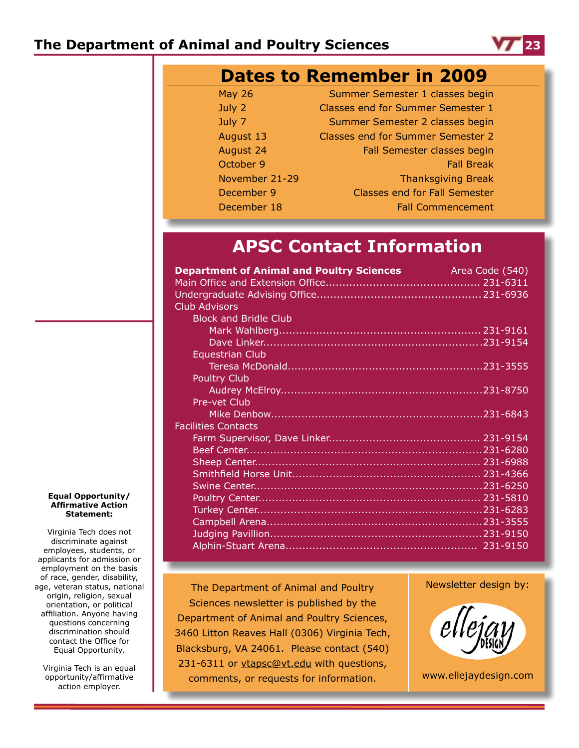## Dates to Remember in 2009

| Date | Event |
|---|---|
| May 26 | Summer Semester 1 classes begin |
| July 2 | Classes end for Summer Semester 1 |
| July 7 | Summer Semester 2 classes begin |
| August 13 | Classes end for Summer Semester 2 |
| August 24 | Fall Semester classes begin |
| October 9 | Fall Break |
| November 21-29 | Thanksgiving Break |
| December 9 | Classes end for Fall Semester |
| December 18 | Fall Commencement |

## APSC Contact Information

**Department of Animal and Poultry Sciences** — Area Code (540)

- Main Office and Extension Office .......... 231-6311
- Undergraduate Advising Office .......... 231-6936
- Club Advisors
  - Block and Bridle Club
    - Mark Wahlberg .......... 231-9161
    - Dave Linker .......... 231-9154
  - Equestrian Club
    - Teresa McDonald .......... 231-3555
  - Poultry Club
    - Audrey McElroy .......... 231-8750
  - Pre-vet Club
    - Mike Denbow .......... 231-6843
- Facilities Contacts
  - Farm Supervisor, Dave Linker .......... 231-9154
  - Beef Center .......... 231-6280
  - Sheep Center .......... 231-6988
  - Smithfield Horse Unit .......... 231-4366
  - Swine Center .......... 231-6250
  - Poultry Center .......... 231-5810
  - Turkey Center .......... 231-6283
  - Campbell Arena .......... 231-3555
  - Judging Pavillion .......... 231-9150
  - Alphin-Stuart Arena .......... 231-9150

The Department of Animal and Poultry Sciences newsletter is published by the Department of Animal and Poultry Sciences, 3460 Litton Reaves Hall (0306) Virginia Tech, Blacksburg, VA 24061. Please contact (540) 231-6311 or vtapsc@vt.edu with questions, comments, or requests for information.

Newsletter design by:

ellejay DESIGN

www.ellejaydesign.com

**Equal Opportunity/ Affirmative Action Statement:**

Virginia Tech does not discriminate against employees, students, or applicants for admission or employment on the basis of race, gender, disability, age, veteran status, national origin, religion, sexual orientation, or political affiliation. Anyone having questions concerning discrimination should contact the Office for Equal Opportunity.

Virginia Tech is an equal opportunity/affirmative action employer.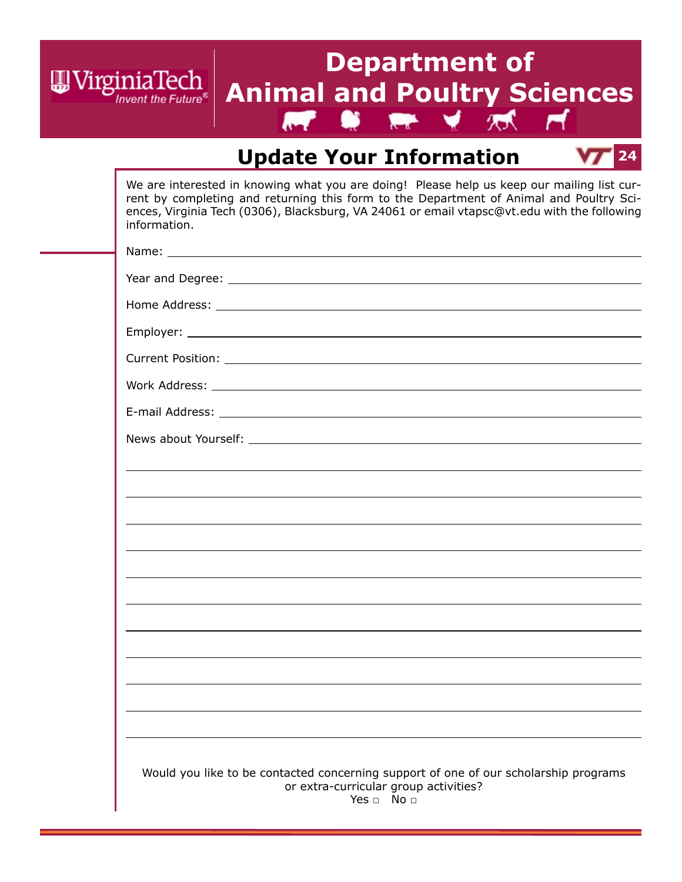# Department of Animal and Poultry Sciences

## Update Your Information

We are interested in knowing what you are doing! Please help us keep our mailing list current by completing and returning this form to the Department of Animal and Poultry Sciences, Virginia Tech (0306), Blacksburg, VA 24061 or email vtapsc@vt.edu with the following information.

Name: ______________________________

Year and Degree: ______________________________

Home Address: ______________________________

Employer: ______________________________

Current Position: ______________________________

Work Address: ______________________________

E-mail Address: ______________________________

News about Yourself: ______________________________

______________________________

______________________________

______________________________

______________________________

______________________________

______________________________

______________________________

______________________________

______________________________

______________________________

______________________________

Would you like to be contacted concerning support of one of our scholarship programs or extra-curricular group activities?

Yes □ No □